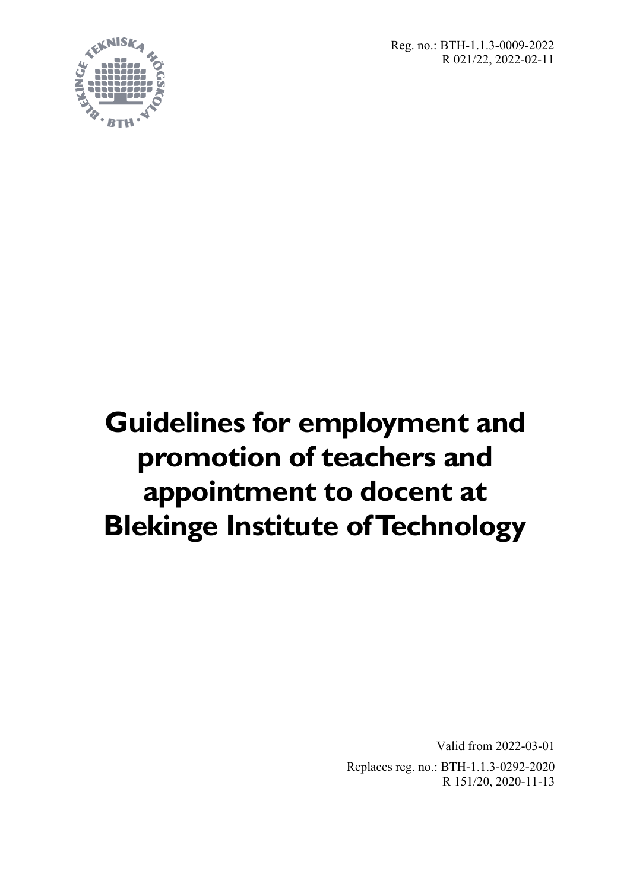Reg. no.: BTH-1.1.3-0009-2022
R 021/22, 2022-02-11

# Guidelines for employment and promotion of teachers and appointment to docent at Blekinge Institute of Technology

Valid from 2022-03-01

Replaces reg. no.: BTH-1.1.3-0292-2020
R 151/20, 2020-11-13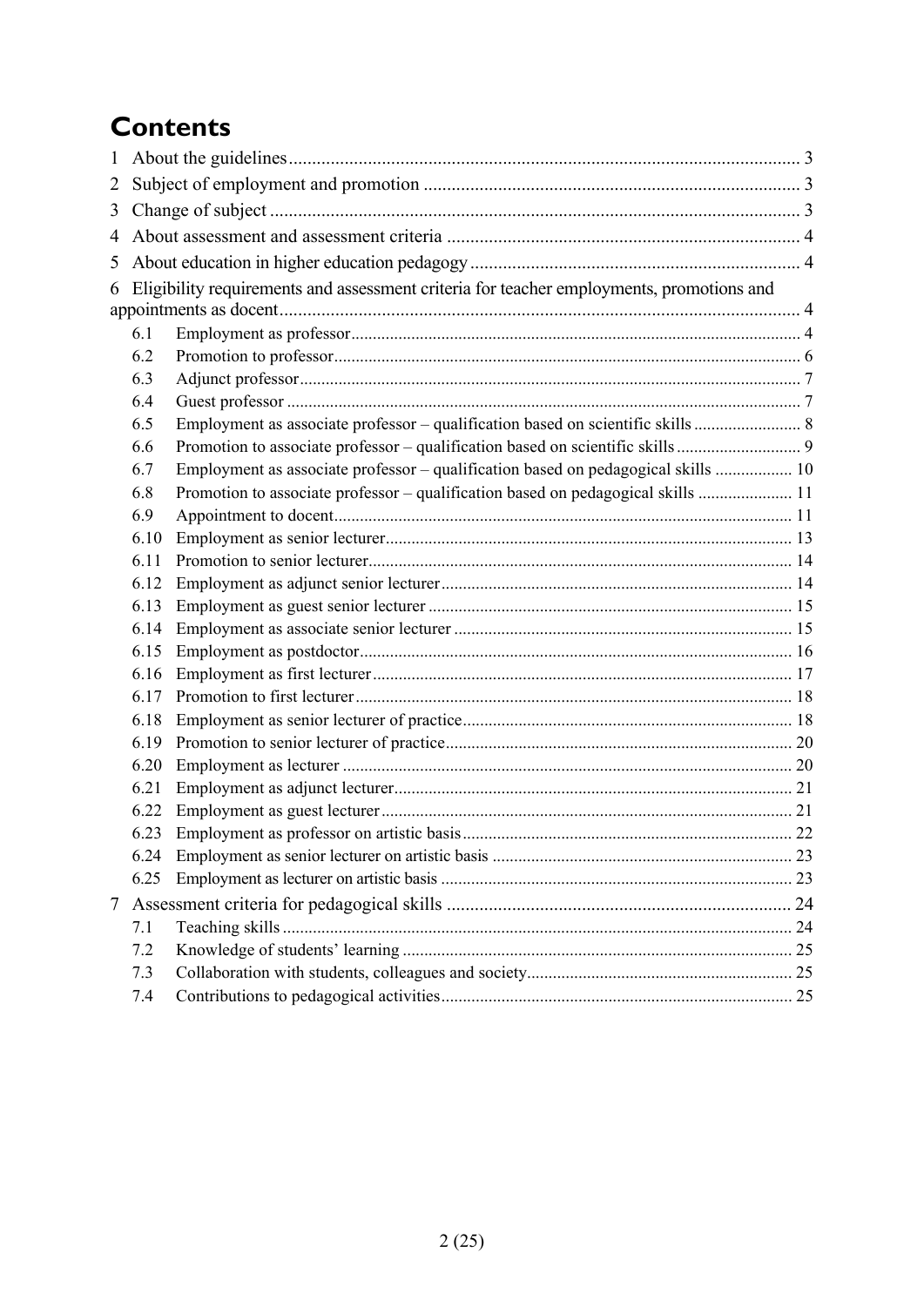# Contents

1 About the guidelines ..... 3
2 Subject of employment and promotion ..... 3
3 Change of subject ..... 3
4 About assessment and assessment criteria ..... 4
5 About education in higher education pedagogy ..... 4
6 Eligibility requirements and assessment criteria for teacher employments, promotions and appointments as docent ..... 4

- 6.1 Employment as professor ..... 4
- 6.2 Promotion to professor ..... 6
- 6.3 Adjunct professor ..... 7
- 6.4 Guest professor ..... 7
- 6.5 Employment as associate professor – qualification based on scientific skills ..... 8
- 6.6 Promotion to associate professor – qualification based on scientific skills ..... 9
- 6.7 Employment as associate professor – qualification based on pedagogical skills ..... 10
- 6.8 Promotion to associate professor – qualification based on pedagogical skills ..... 11
- 6.9 Appointment to docent ..... 11
- 6.10 Employment as senior lecturer ..... 13
- 6.11 Promotion to senior lecturer ..... 14
- 6.12 Employment as adjunct senior lecturer ..... 14
- 6.13 Employment as guest senior lecturer ..... 15
- 6.14 Employment as associate senior lecturer ..... 15
- 6.15 Employment as postdoctor ..... 16
- 6.16 Employment as first lecturer ..... 17
- 6.17 Promotion to first lecturer ..... 18
- 6.18 Employment as senior lecturer of practice ..... 18
- 6.19 Promotion to senior lecturer of practice ..... 20
- 6.20 Employment as lecturer ..... 20
- 6.21 Employment as adjunct lecturer ..... 21
- 6.22 Employment as guest lecturer ..... 21
- 6.23 Employment as professor on artistic basis ..... 22
- 6.24 Employment as senior lecturer on artistic basis ..... 23
- 6.25 Employment as lecturer on artistic basis ..... 23

7 Assessment criteria for pedagogical skills ..... 24

- 7.1 Teaching skills ..... 24
- 7.2 Knowledge of students' learning ..... 25
- 7.3 Collaboration with students, colleagues and society ..... 25
- 7.4 Contributions to pedagogical activities ..... 25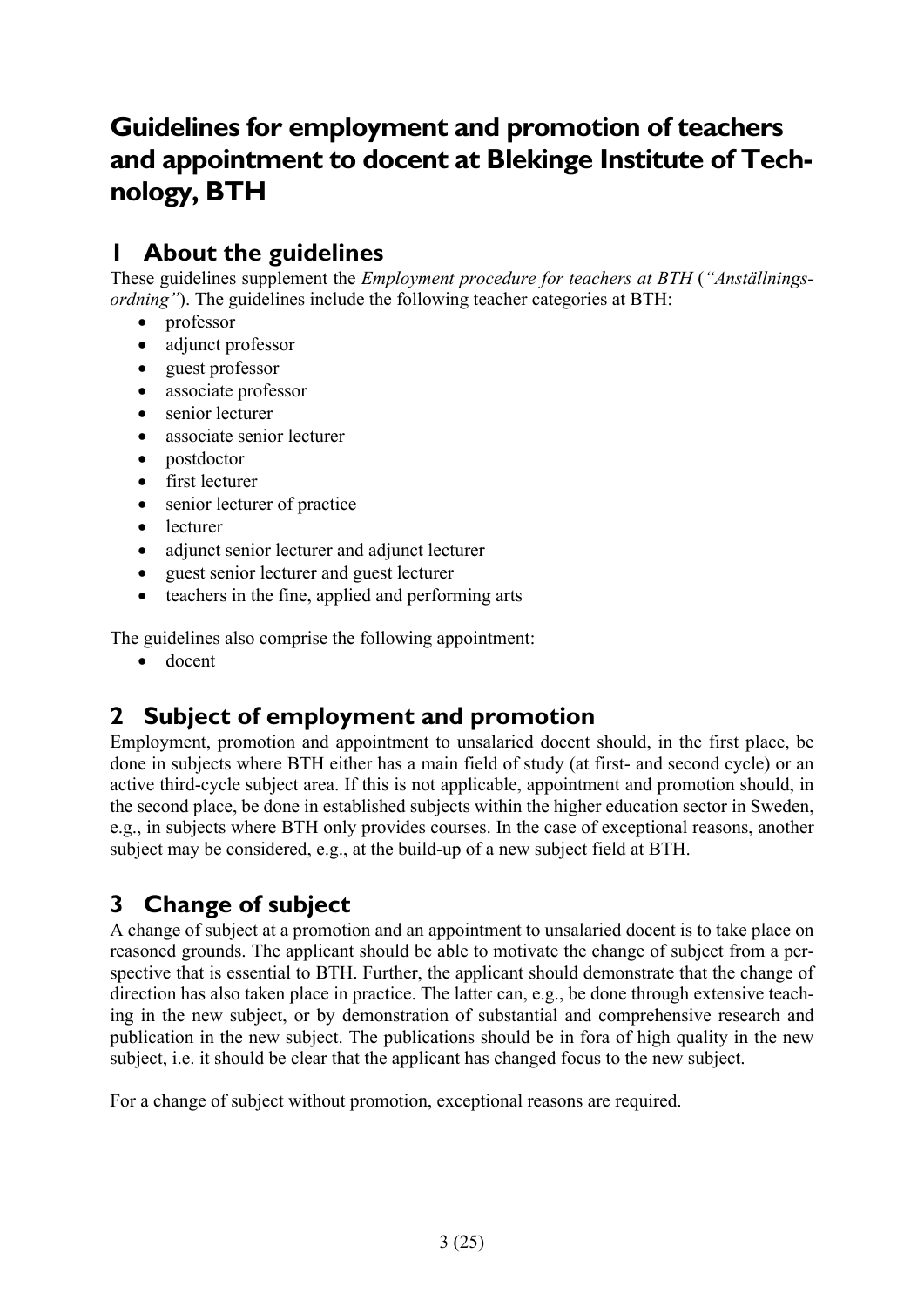# Guidelines for employment and promotion of teachers and appointment to docent at Blekinge Institute of Technology, BTH

## 1 About the guidelines

These guidelines supplement the *Employment procedure for teachers at BTH* (*"Anställningsordning"*). The guidelines include the following teacher categories at BTH:

- professor
- adjunct professor
- guest professor
- associate professor
- senior lecturer
- associate senior lecturer
- postdoctor
- first lecturer
- senior lecturer of practice
- lecturer
- adjunct senior lecturer and adjunct lecturer
- guest senior lecturer and guest lecturer
- teachers in the fine, applied and performing arts

The guidelines also comprise the following appointment:

- docent

## 2 Subject of employment and promotion

Employment, promotion and appointment to unsalaried docent should, in the first place, be done in subjects where BTH either has a main field of study (at first- and second cycle) or an active third-cycle subject area. If this is not applicable, appointment and promotion should, in the second place, be done in established subjects within the higher education sector in Sweden, e.g., in subjects where BTH only provides courses. In the case of exceptional reasons, another subject may be considered, e.g., at the build-up of a new subject field at BTH.

## 3 Change of subject

A change of subject at a promotion and an appointment to unsalaried docent is to take place on reasoned grounds. The applicant should be able to motivate the change of subject from a perspective that is essential to BTH. Further, the applicant should demonstrate that the change of direction has also taken place in practice. The latter can, e.g., be done through extensive teaching in the new subject, or by demonstration of substantial and comprehensive research and publication in the new subject. The publications should be in fora of high quality in the new subject, i.e. it should be clear that the applicant has changed focus to the new subject.

For a change of subject without promotion, exceptional reasons are required.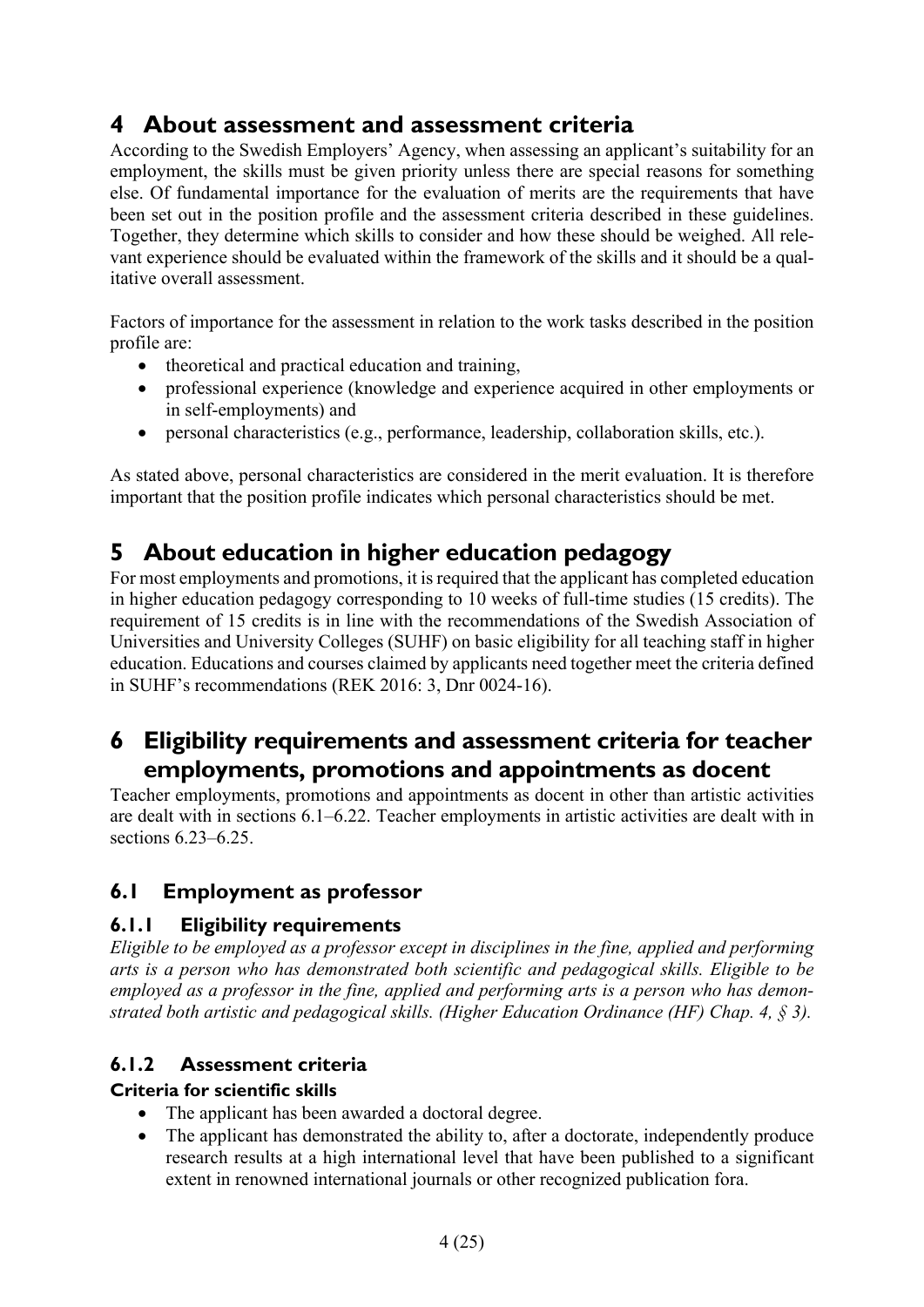# 4 About assessment and assessment criteria

According to the Swedish Employers' Agency, when assessing an applicant's suitability for an employment, the skills must be given priority unless there are special reasons for something else. Of fundamental importance for the evaluation of merits are the requirements that have been set out in the position profile and the assessment criteria described in these guidelines. Together, they determine which skills to consider and how these should be weighed. All relevant experience should be evaluated within the framework of the skills and it should be a qualitative overall assessment.

Factors of importance for the assessment in relation to the work tasks described in the position profile are:

- theoretical and practical education and training,
- professional experience (knowledge and experience acquired in other employments or in self-employments) and
- personal characteristics (e.g., performance, leadership, collaboration skills, etc.).

As stated above, personal characteristics are considered in the merit evaluation. It is therefore important that the position profile indicates which personal characteristics should be met.

# 5 About education in higher education pedagogy

For most employments and promotions, it is required that the applicant has completed education in higher education pedagogy corresponding to 10 weeks of full-time studies (15 credits). The requirement of 15 credits is in line with the recommendations of the Swedish Association of Universities and University Colleges (SUHF) on basic eligibility for all teaching staff in higher education. Educations and courses claimed by applicants need together meet the criteria defined in SUHF's recommendations (REK 2016: 3, Dnr 0024-16).

# 6 Eligibility requirements and assessment criteria for teacher employments, promotions and appointments as docent

Teacher employments, promotions and appointments as docent in other than artistic activities are dealt with in sections 6.1–6.22. Teacher employments in artistic activities are dealt with in sections 6.23–6.25.

## 6.1 Employment as professor

### 6.1.1 Eligibility requirements

*Eligible to be employed as a professor except in disciplines in the fine, applied and performing arts is a person who has demonstrated both scientific and pedagogical skills. Eligible to be employed as a professor in the fine, applied and performing arts is a person who has demonstrated both artistic and pedagogical skills. (Higher Education Ordinance (HF) Chap. 4, § 3).*

### 6.1.2 Assessment criteria

**Criteria for scientific skills**

- The applicant has been awarded a doctoral degree.
- The applicant has demonstrated the ability to, after a doctorate, independently produce research results at a high international level that have been published to a significant extent in renowned international journals or other recognized publication fora.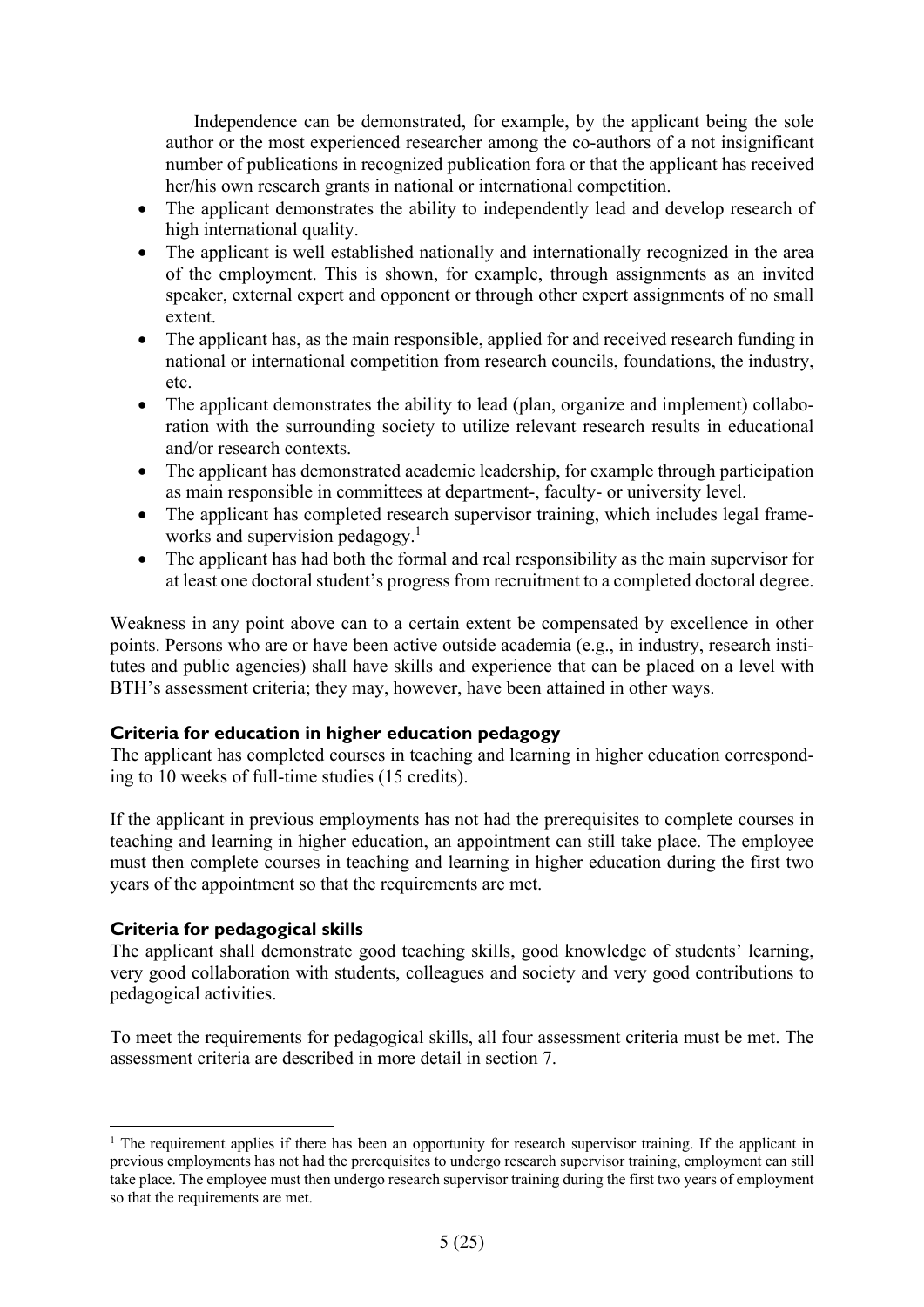Independence can be demonstrated, for example, by the applicant being the sole author or the most experienced researcher among the co-authors of a not insignificant number of publications in recognized publication fora or that the applicant has received her/his own research grants in national or international competition.

- The applicant demonstrates the ability to independently lead and develop research of high international quality.
- The applicant is well established nationally and internationally recognized in the area of the employment. This is shown, for example, through assignments as an invited speaker, external expert and opponent or through other expert assignments of no small extent.
- The applicant has, as the main responsible, applied for and received research funding in national or international competition from research councils, foundations, the industry, etc.
- The applicant demonstrates the ability to lead (plan, organize and implement) collaboration with the surrounding society to utilize relevant research results in educational and/or research contexts.
- The applicant has demonstrated academic leadership, for example through participation as main responsible in committees at department-, faculty- or university level.
- The applicant has completed research supervisor training, which includes legal frameworks and supervision pedagogy.[1]
- The applicant has had both the formal and real responsibility as the main supervisor for at least one doctoral student's progress from recruitment to a completed doctoral degree.

Weakness in any point above can to a certain extent be compensated by excellence in other points. Persons who are or have been active outside academia (e.g., in industry, research institutes and public agencies) shall have skills and experience that can be placed on a level with BTH's assessment criteria; they may, however, have been attained in other ways.

### Criteria for education in higher education pedagogy

The applicant has completed courses in teaching and learning in higher education corresponding to 10 weeks of full-time studies (15 credits).

If the applicant in previous employments has not had the prerequisites to complete courses in teaching and learning in higher education, an appointment can still take place. The employee must then complete courses in teaching and learning in higher education during the first two years of the appointment so that the requirements are met.

### Criteria for pedagogical skills

The applicant shall demonstrate good teaching skills, good knowledge of students' learning, very good collaboration with students, colleagues and society and very good contributions to pedagogical activities.

To meet the requirements for pedagogical skills, all four assessment criteria must be met. The assessment criteria are described in more detail in section 7.

---

[1] The requirement applies if there has been an opportunity for research supervisor training. If the applicant in previous employments has not had the prerequisites to undergo research supervisor training, employment can still take place. The employee must then undergo research supervisor training during the first two years of employment so that the requirements are met.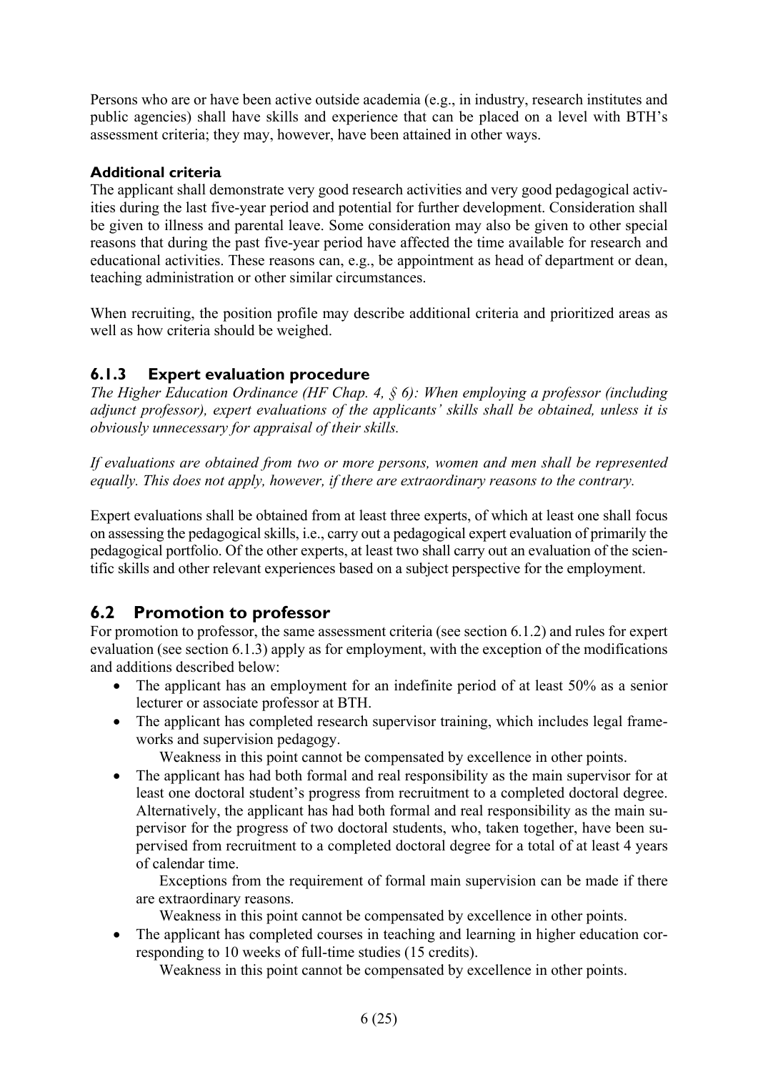Persons who are or have been active outside academia (e.g., in industry, research institutes and public agencies) shall have skills and experience that can be placed on a level with BTH's assessment criteria; they may, however, have been attained in other ways.

**Additional criteria**

The applicant shall demonstrate very good research activities and very good pedagogical activities during the last five-year period and potential for further development. Consideration shall be given to illness and parental leave. Some consideration may also be given to other special reasons that during the past five-year period have affected the time available for research and educational activities. These reasons can, e.g., be appointment as head of department or dean, teaching administration or other similar circumstances.

When recruiting, the position profile may describe additional criteria and prioritized areas as well as how criteria should be weighed.

### 6.1.3 Expert evaluation procedure

*The Higher Education Ordinance (HF Chap. 4, § 6): When employing a professor (including adjunct professor), expert evaluations of the applicants' skills shall be obtained, unless it is obviously unnecessary for appraisal of their skills.*

*If evaluations are obtained from two or more persons, women and men shall be represented equally. This does not apply, however, if there are extraordinary reasons to the contrary.*

Expert evaluations shall be obtained from at least three experts, of which at least one shall focus on assessing the pedagogical skills, i.e., carry out a pedagogical expert evaluation of primarily the pedagogical portfolio. Of the other experts, at least two shall carry out an evaluation of the scientific skills and other relevant experiences based on a subject perspective for the employment.

## 6.2 Promotion to professor

For promotion to professor, the same assessment criteria (see section 6.1.2) and rules for expert evaluation (see section 6.1.3) apply as for employment, with the exception of the modifications and additions described below:

- The applicant has an employment for an indefinite period of at least 50% as a senior lecturer or associate professor at BTH.
- The applicant has completed research supervisor training, which includes legal frameworks and supervision pedagogy.

  Weakness in this point cannot be compensated by excellence in other points.
- The applicant has had both formal and real responsibility as the main supervisor for at least one doctoral student's progress from recruitment to a completed doctoral degree. Alternatively, the applicant has had both formal and real responsibility as the main supervisor for the progress of two doctoral students, who, taken together, have been supervised from recruitment to a completed doctoral degree for a total of at least 4 years of calendar time.

  Exceptions from the requirement of formal main supervision can be made if there are extraordinary reasons.

  Weakness in this point cannot be compensated by excellence in other points.
- The applicant has completed courses in teaching and learning in higher education corresponding to 10 weeks of full-time studies (15 credits).

  Weakness in this point cannot be compensated by excellence in other points.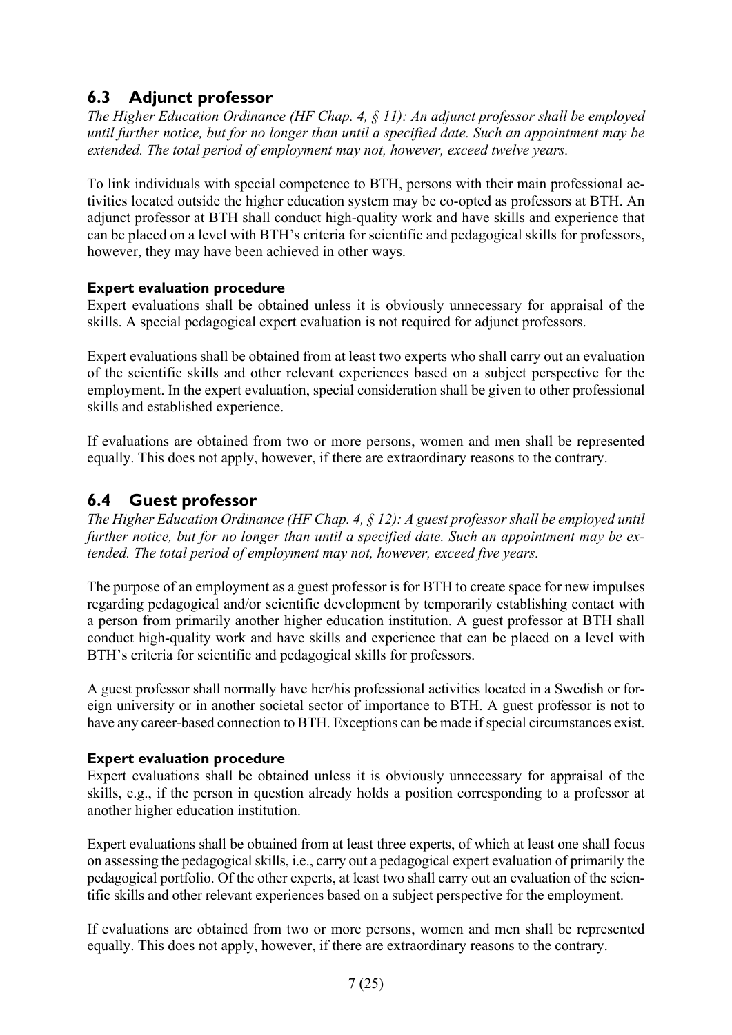## 6.3 Adjunct professor

*The Higher Education Ordinance (HF Chap. 4, § 11): An adjunct professor shall be employed until further notice, but for no longer than until a specified date. Such an appointment may be extended. The total period of employment may not, however, exceed twelve years.*

To link individuals with special competence to BTH, persons with their main professional activities located outside the higher education system may be co-opted as professors at BTH. An adjunct professor at BTH shall conduct high-quality work and have skills and experience that can be placed on a level with BTH's criteria for scientific and pedagogical skills for professors, however, they may have been achieved in other ways.

#### Expert evaluation procedure

Expert evaluations shall be obtained unless it is obviously unnecessary for appraisal of the skills. A special pedagogical expert evaluation is not required for adjunct professors.

Expert evaluations shall be obtained from at least two experts who shall carry out an evaluation of the scientific skills and other relevant experiences based on a subject perspective for the employment. In the expert evaluation, special consideration shall be given to other professional skills and established experience.

If evaluations are obtained from two or more persons, women and men shall be represented equally. This does not apply, however, if there are extraordinary reasons to the contrary.

## 6.4 Guest professor

*The Higher Education Ordinance (HF Chap. 4, § 12): A guest professor shall be employed until further notice, but for no longer than until a specified date. Such an appointment may be extended. The total period of employment may not, however, exceed five years.*

The purpose of an employment as a guest professor is for BTH to create space for new impulses regarding pedagogical and/or scientific development by temporarily establishing contact with a person from primarily another higher education institution. A guest professor at BTH shall conduct high-quality work and have skills and experience that can be placed on a level with BTH's criteria for scientific and pedagogical skills for professors.

A guest professor shall normally have her/his professional activities located in a Swedish or foreign university or in another societal sector of importance to BTH. A guest professor is not to have any career-based connection to BTH. Exceptions can be made if special circumstances exist.

#### Expert evaluation procedure

Expert evaluations shall be obtained unless it is obviously unnecessary for appraisal of the skills, e.g., if the person in question already holds a position corresponding to a professor at another higher education institution.

Expert evaluations shall be obtained from at least three experts, of which at least one shall focus on assessing the pedagogical skills, i.e., carry out a pedagogical expert evaluation of primarily the pedagogical portfolio. Of the other experts, at least two shall carry out an evaluation of the scientific skills and other relevant experiences based on a subject perspective for the employment.

If evaluations are obtained from two or more persons, women and men shall be represented equally. This does not apply, however, if there are extraordinary reasons to the contrary.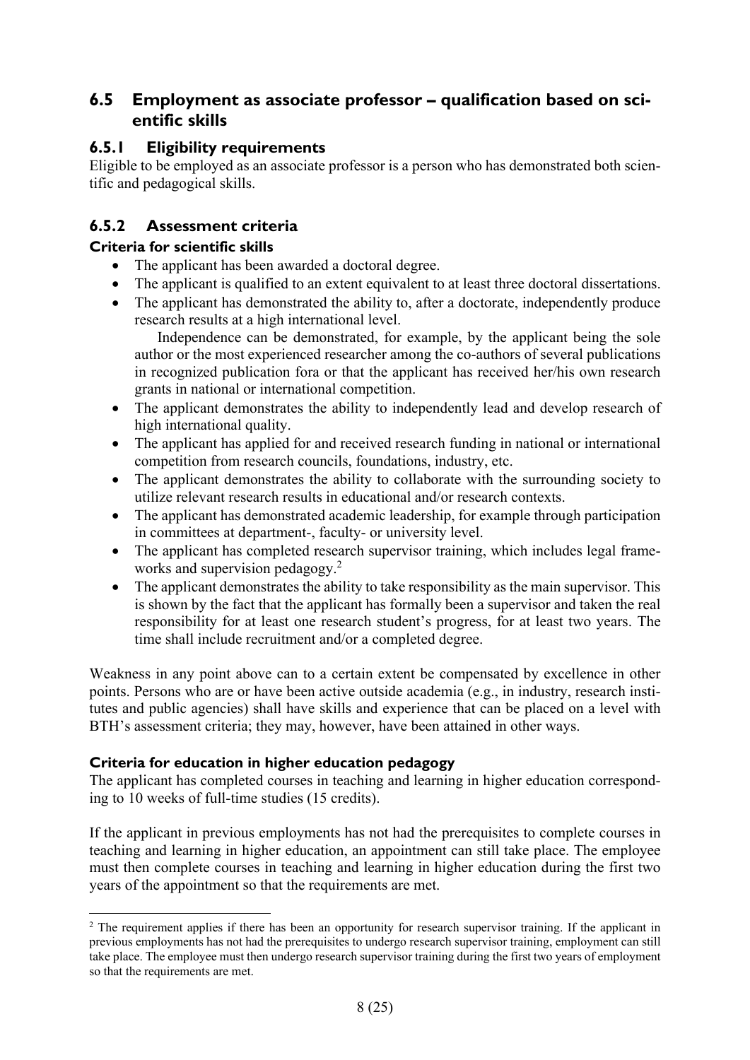## 6.5 Employment as associate professor – qualification based on scientific skills

### 6.5.1 Eligibility requirements

Eligible to be employed as an associate professor is a person who has demonstrated both scientific and pedagogical skills.

### 6.5.2 Assessment criteria

#### Criteria for scientific skills

- The applicant has been awarded a doctoral degree.
- The applicant is qualified to an extent equivalent to at least three doctoral dissertations.
- The applicant has demonstrated the ability to, after a doctorate, independently produce research results at a high international level.

  Independence can be demonstrated, for example, by the applicant being the sole author or the most experienced researcher among the co-authors of several publications in recognized publication fora or that the applicant has received her/his own research grants in national or international competition.
- The applicant demonstrates the ability to independently lead and develop research of high international quality.
- The applicant has applied for and received research funding in national or international competition from research councils, foundations, industry, etc.
- The applicant demonstrates the ability to collaborate with the surrounding society to utilize relevant research results in educational and/or research contexts.
- The applicant has demonstrated academic leadership, for example through participation in committees at department-, faculty- or university level.
- The applicant has completed research supervisor training, which includes legal frameworks and supervision pedagogy.[2]
- The applicant demonstrates the ability to take responsibility as the main supervisor. This is shown by the fact that the applicant has formally been a supervisor and taken the real responsibility for at least one research student's progress, for at least two years. The time shall include recruitment and/or a completed degree.

Weakness in any point above can to a certain extent be compensated by excellence in other points. Persons who are or have been active outside academia (e.g., in industry, research institutes and public agencies) shall have skills and experience that can be placed on a level with BTH's assessment criteria; they may, however, have been attained in other ways.

#### Criteria for education in higher education pedagogy

The applicant has completed courses in teaching and learning in higher education corresponding to 10 weeks of full-time studies (15 credits).

If the applicant in previous employments has not had the prerequisites to complete courses in teaching and learning in higher education, an appointment can still take place. The employee must then complete courses in teaching and learning in higher education during the first two years of the appointment so that the requirements are met.

---

[2] The requirement applies if there has been an opportunity for research supervisor training. If the applicant in previous employments has not had the prerequisites to undergo research supervisor training, employment can still take place. The employee must then undergo research supervisor training during the first two years of employment so that the requirements are met.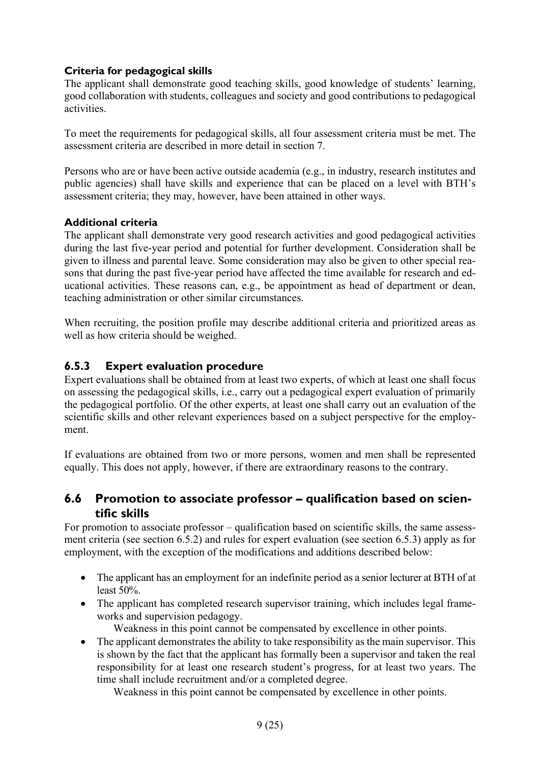#### Criteria for pedagogical skills

The applicant shall demonstrate good teaching skills, good knowledge of students' learning, good collaboration with students, colleagues and society and good contributions to pedagogical activities.

To meet the requirements for pedagogical skills, all four assessment criteria must be met. The assessment criteria are described in more detail in section 7.

Persons who are or have been active outside academia (e.g., in industry, research institutes and public agencies) shall have skills and experience that can be placed on a level with BTH's assessment criteria; they may, however, have been attained in other ways.

#### Additional criteria

The applicant shall demonstrate very good research activities and good pedagogical activities during the last five-year period and potential for further development. Consideration shall be given to illness and parental leave. Some consideration may also be given to other special reasons that during the past five-year period have affected the time available for research and educational activities. These reasons can, e.g., be appointment as head of department or dean, teaching administration or other similar circumstances.

When recruiting, the position profile may describe additional criteria and prioritized areas as well as how criteria should be weighed.

### 6.5.3 Expert evaluation procedure

Expert evaluations shall be obtained from at least two experts, of which at least one shall focus on assessing the pedagogical skills, i.e., carry out a pedagogical expert evaluation of primarily the pedagogical portfolio. Of the other experts, at least one shall carry out an evaluation of the scientific skills and other relevant experiences based on a subject perspective for the employment.

If evaluations are obtained from two or more persons, women and men shall be represented equally. This does not apply, however, if there are extraordinary reasons to the contrary.

## 6.6 Promotion to associate professor – qualification based on scientific skills

For promotion to associate professor – qualification based on scientific skills, the same assessment criteria (see section 6.5.2) and rules for expert evaluation (see section 6.5.3) apply as for employment, with the exception of the modifications and additions described below:

- The applicant has an employment for an indefinite period as a senior lecturer at BTH of at least 50%.
- The applicant has completed research supervisor training, which includes legal frameworks and supervision pedagogy.

  Weakness in this point cannot be compensated by excellence in other points.
- The applicant demonstrates the ability to take responsibility as the main supervisor. This is shown by the fact that the applicant has formally been a supervisor and taken the real responsibility for at least one research student's progress, for at least two years. The time shall include recruitment and/or a completed degree.

  Weakness in this point cannot be compensated by excellence in other points.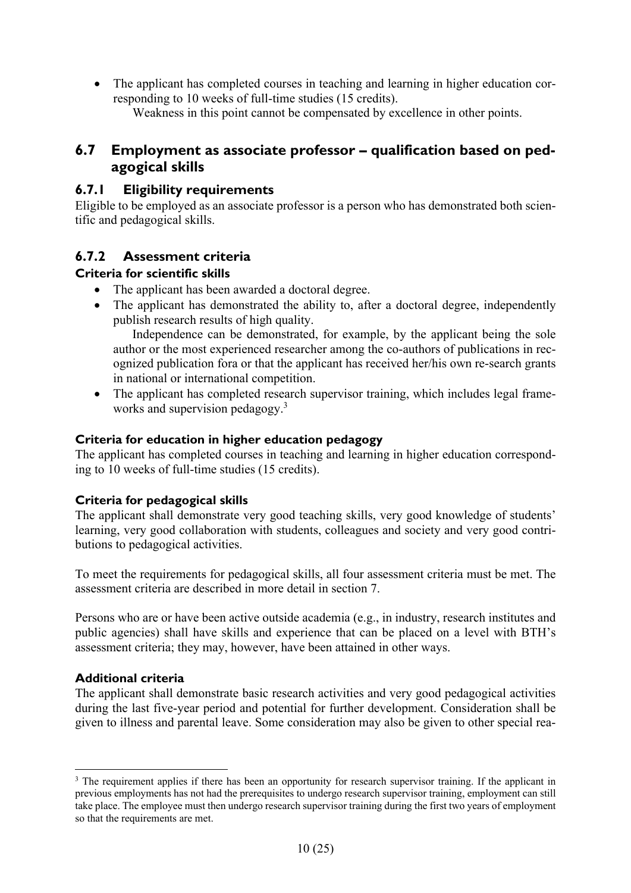- The applicant has completed courses in teaching and learning in higher education corresponding to 10 weeks of full-time studies (15 credits).

  Weakness in this point cannot be compensated by excellence in other points.

## 6.7 Employment as associate professor – qualification based on pedagogical skills

### 6.7.1 Eligibility requirements

Eligible to be employed as an associate professor is a person who has demonstrated both scientific and pedagogical skills.

### 6.7.2 Assessment criteria

**Criteria for scientific skills**

- The applicant has been awarded a doctoral degree.
- The applicant has demonstrated the ability to, after a doctoral degree, independently publish research results of high quality.

  Independence can be demonstrated, for example, by the applicant being the sole author or the most experienced researcher among the co-authors of publications in recognized publication fora or that the applicant has received her/his own re-search grants in national or international competition.
- The applicant has completed research supervisor training, which includes legal frameworks and supervision pedagogy.[3]

**Criteria for education in higher education pedagogy**

The applicant has completed courses in teaching and learning in higher education corresponding to 10 weeks of full-time studies (15 credits).

**Criteria for pedagogical skills**

The applicant shall demonstrate very good teaching skills, very good knowledge of students' learning, very good collaboration with students, colleagues and society and very good contributions to pedagogical activities.

To meet the requirements for pedagogical skills, all four assessment criteria must be met. The assessment criteria are described in more detail in section 7.

Persons who are or have been active outside academia (e.g., in industry, research institutes and public agencies) shall have skills and experience that can be placed on a level with BTH's assessment criteria; they may, however, have been attained in other ways.

**Additional criteria**

The applicant shall demonstrate basic research activities and very good pedagogical activities during the last five-year period and potential for further development. Consideration shall be given to illness and parental leave. Some consideration may also be given to other special rea-

[3] The requirement applies if there has been an opportunity for research supervisor training. If the applicant in previous employments has not had the prerequisites to undergo research supervisor training, employment can still take place. The employee must then undergo research supervisor training during the first two years of employment so that the requirements are met.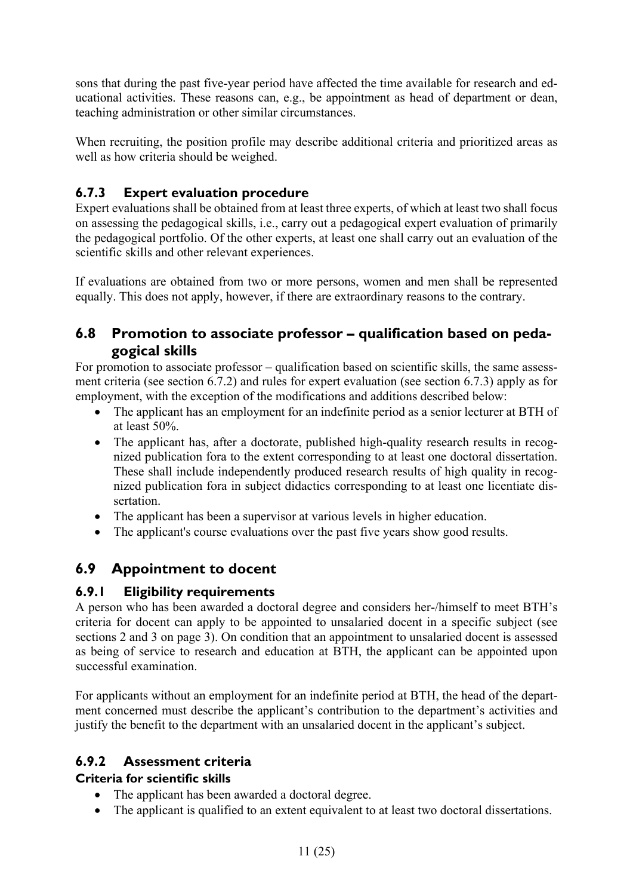sons that during the past five-year period have affected the time available for research and educational activities. These reasons can, e.g., be appointment as head of department or dean, teaching administration or other similar circumstances.

When recruiting, the position profile may describe additional criteria and prioritized areas as well as how criteria should be weighed.

### 6.7.3 Expert evaluation procedure

Expert evaluations shall be obtained from at least three experts, of which at least two shall focus on assessing the pedagogical skills, i.e., carry out a pedagogical expert evaluation of primarily the pedagogical portfolio. Of the other experts, at least one shall carry out an evaluation of the scientific skills and other relevant experiences.

If evaluations are obtained from two or more persons, women and men shall be represented equally. This does not apply, however, if there are extraordinary reasons to the contrary.

## 6.8 Promotion to associate professor – qualification based on pedagogical skills

For promotion to associate professor – qualification based on scientific skills, the same assessment criteria (see section 6.7.2) and rules for expert evaluation (see section 6.7.3) apply as for employment, with the exception of the modifications and additions described below:

- The applicant has an employment for an indefinite period as a senior lecturer at BTH of at least 50%.
- The applicant has, after a doctorate, published high-quality research results in recognized publication fora to the extent corresponding to at least one doctoral dissertation. These shall include independently produced research results of high quality in recognized publication fora in subject didactics corresponding to at least one licentiate dissertation.
- The applicant has been a supervisor at various levels in higher education.
- The applicant's course evaluations over the past five years show good results.

## 6.9 Appointment to docent

### 6.9.1 Eligibility requirements

A person who has been awarded a doctoral degree and considers her-/himself to meet BTH's criteria for docent can apply to be appointed to unsalaried docent in a specific subject (see sections 2 and 3 on page 3). On condition that an appointment to unsalaried docent is assessed as being of service to research and education at BTH, the applicant can be appointed upon successful examination.

For applicants without an employment for an indefinite period at BTH, the head of the department concerned must describe the applicant's contribution to the department's activities and justify the benefit to the department with an unsalaried docent in the applicant's subject.

### 6.9.2 Assessment criteria

**Criteria for scientific skills**

- The applicant has been awarded a doctoral degree.
- The applicant is qualified to an extent equivalent to at least two doctoral dissertations.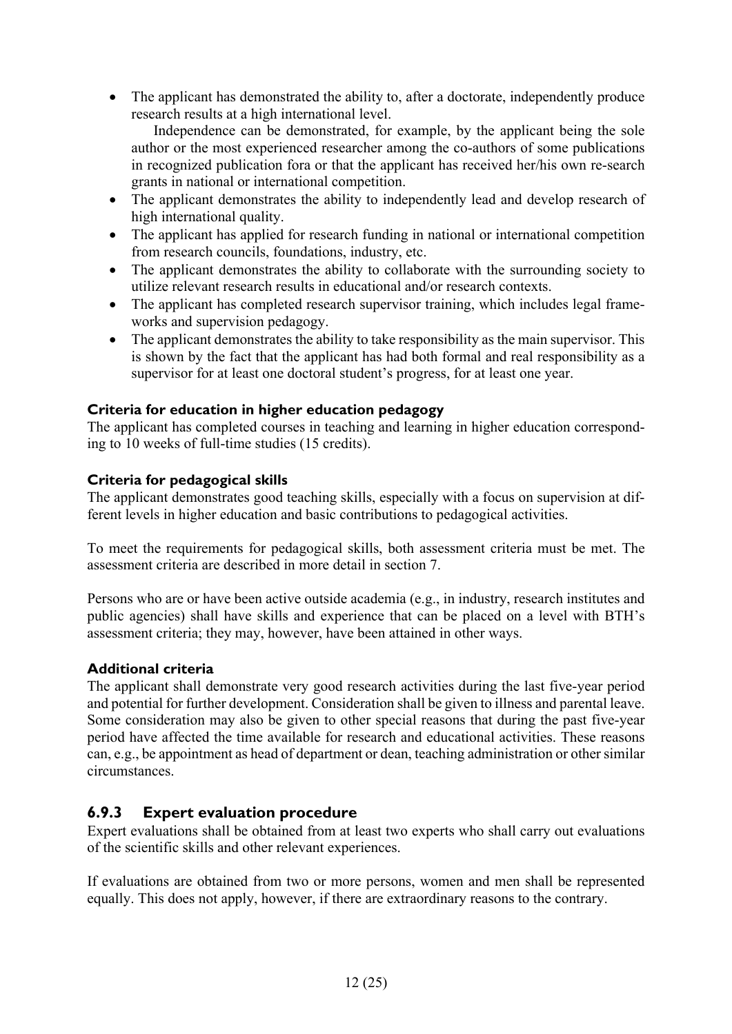- The applicant has demonstrated the ability to, after a doctorate, independently produce research results at a high international level.

  Independence can be demonstrated, for example, by the applicant being the sole author or the most experienced researcher among the co-authors of some publications in recognized publication fora or that the applicant has received her/his own re-search grants in national or international competition.
- The applicant demonstrates the ability to independently lead and develop research of high international quality.
- The applicant has applied for research funding in national or international competition from research councils, foundations, industry, etc.
- The applicant demonstrates the ability to collaborate with the surrounding society to utilize relevant research results in educational and/or research contexts.
- The applicant has completed research supervisor training, which includes legal frameworks and supervision pedagogy.
- The applicant demonstrates the ability to take responsibility as the main supervisor. This is shown by the fact that the applicant has had both formal and real responsibility as a supervisor for at least one doctoral student's progress, for at least one year.

**Criteria for education in higher education pedagogy**

The applicant has completed courses in teaching and learning in higher education corresponding to 10 weeks of full-time studies (15 credits).

**Criteria for pedagogical skills**

The applicant demonstrates good teaching skills, especially with a focus on supervision at different levels in higher education and basic contributions to pedagogical activities.

To meet the requirements for pedagogical skills, both assessment criteria must be met. The assessment criteria are described in more detail in section 7.

Persons who are or have been active outside academia (e.g., in industry, research institutes and public agencies) shall have skills and experience that can be placed on a level with BTH's assessment criteria; they may, however, have been attained in other ways.

**Additional criteria**

The applicant shall demonstrate very good research activities during the last five-year period and potential for further development. Consideration shall be given to illness and parental leave. Some consideration may also be given to other special reasons that during the past five-year period have affected the time available for research and educational activities. These reasons can, e.g., be appointment as head of department or dean, teaching administration or other similar circumstances.

### 6.9.3 Expert evaluation procedure

Expert evaluations shall be obtained from at least two experts who shall carry out evaluations of the scientific skills and other relevant experiences.

If evaluations are obtained from two or more persons, women and men shall be represented equally. This does not apply, however, if there are extraordinary reasons to the contrary.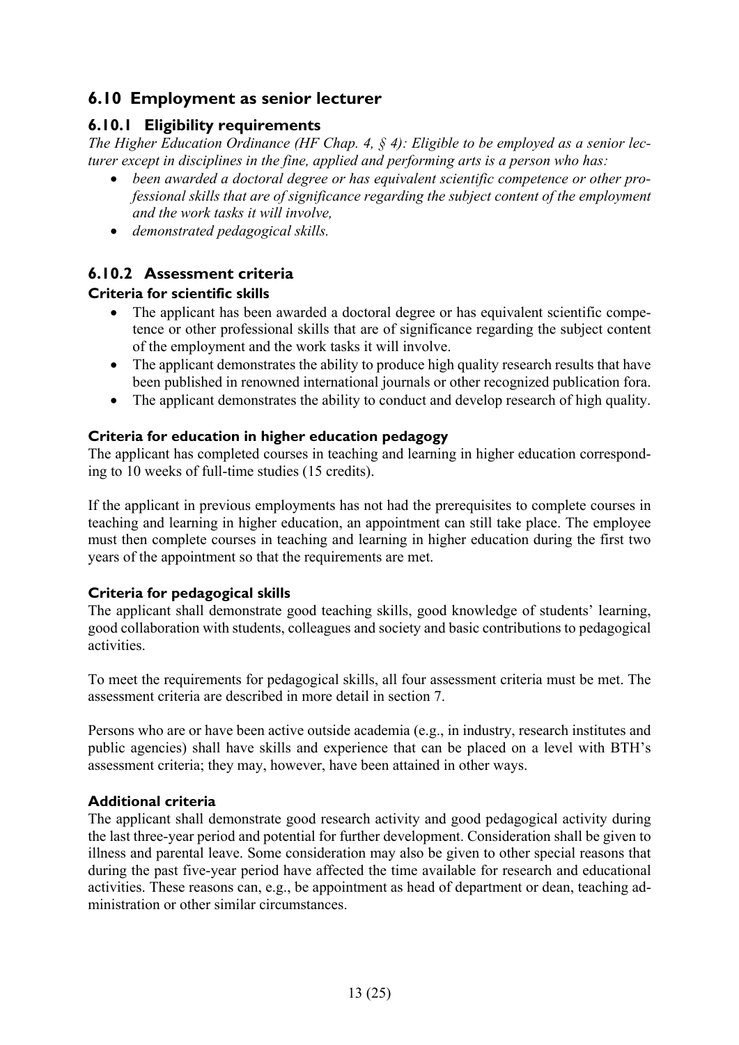## 6.10 Employment as senior lecturer

### 6.10.1 Eligibility requirements

*The Higher Education Ordinance (HF Chap. 4, § 4): Eligible to be employed as a senior lecturer except in disciplines in the fine, applied and performing arts is a person who has:*

- *been awarded a doctoral degree or has equivalent scientific competence or other professional skills that are of significance regarding the subject content of the employment and the work tasks it will involve,*
- *demonstrated pedagogical skills.*

### 6.10.2 Assessment criteria

#### Criteria for scientific skills

- The applicant has been awarded a doctoral degree or has equivalent scientific competence or other professional skills that are of significance regarding the subject content of the employment and the work tasks it will involve.
- The applicant demonstrates the ability to produce high quality research results that have been published in renowned international journals or other recognized publication fora.
- The applicant demonstrates the ability to conduct and develop research of high quality.

#### Criteria for education in higher education pedagogy

The applicant has completed courses in teaching and learning in higher education corresponding to 10 weeks of full-time studies (15 credits).

If the applicant in previous employments has not had the prerequisites to complete courses in teaching and learning in higher education, an appointment can still take place. The employee must then complete courses in teaching and learning in higher education during the first two years of the appointment so that the requirements are met.

#### Criteria for pedagogical skills

The applicant shall demonstrate good teaching skills, good knowledge of students' learning, good collaboration with students, colleagues and society and basic contributions to pedagogical activities.

To meet the requirements for pedagogical skills, all four assessment criteria must be met. The assessment criteria are described in more detail in section 7.

Persons who are or have been active outside academia (e.g., in industry, research institutes and public agencies) shall have skills and experience that can be placed on a level with BTH's assessment criteria; they may, however, have been attained in other ways.

#### Additional criteria

The applicant shall demonstrate good research activity and good pedagogical activity during the last three-year period and potential for further development. Consideration shall be given to illness and parental leave. Some consideration may also be given to other special reasons that during the past five-year period have affected the time available for research and educational activities. These reasons can, e.g., be appointment as head of department or dean, teaching administration or other similar circumstances.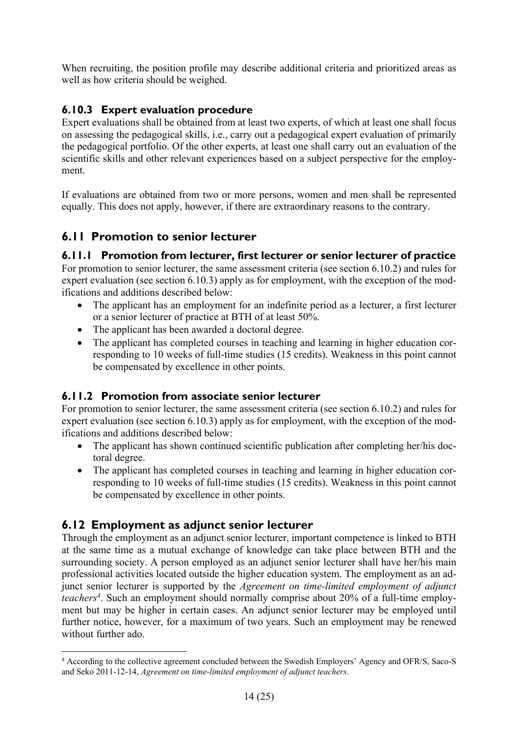When recruiting, the position profile may describe additional criteria and prioritized areas as well as how criteria should be weighed.

### 6.10.3 Expert evaluation procedure

Expert evaluations shall be obtained from at least two experts, of which at least one shall focus on assessing the pedagogical skills, i.e., carry out a pedagogical expert evaluation of primarily the pedagogical portfolio. Of the other experts, at least one shall carry out an evaluation of the scientific skills and other relevant experiences based on a subject perspective for the employment.

If evaluations are obtained from two or more persons, women and men shall be represented equally. This does not apply, however, if there are extraordinary reasons to the contrary.

## 6.11 Promotion to senior lecturer

### 6.11.1 Promotion from lecturer, first lecturer or senior lecturer of practice

For promotion to senior lecturer, the same assessment criteria (see section 6.10.2) and rules for expert evaluation (see section 6.10.3) apply as for employment, with the exception of the modifications and additions described below:

- The applicant has an employment for an indefinite period as a lecturer, a first lecturer or a senior lecturer of practice at BTH of at least 50%.
- The applicant has been awarded a doctoral degree.
- The applicant has completed courses in teaching and learning in higher education corresponding to 10 weeks of full-time studies (15 credits). Weakness in this point cannot be compensated by excellence in other points.

### 6.11.2 Promotion from associate senior lecturer

For promotion to senior lecturer, the same assessment criteria (see section 6.10.2) and rules for expert evaluation (see section 6.10.3) apply as for employment, with the exception of the modifications and additions described below:

- The applicant has shown continued scientific publication after completing her/his doctoral degree.
- The applicant has completed courses in teaching and learning in higher education corresponding to 10 weeks of full-time studies (15 credits). Weakness in this point cannot be compensated by excellence in other points.

## 6.12 Employment as adjunct senior lecturer

Through the employment as an adjunct senior lecturer, important competence is linked to BTH at the same time as a mutual exchange of knowledge can take place between BTH and the surrounding society. A person employed as an adjunct senior lecturer shall have her/his main professional activities located outside the higher education system. The employment as an adjunct senior lecturer is supported by the *Agreement on time-limited employment of adjunct teachers*[4]. Such an employment should normally comprise about 20% of a full-time employment but may be higher in certain cases. An adjunct senior lecturer may be employed until further notice, however, for a maximum of two years. Such an employment may be renewed without further ado.

[4] According to the collective agreement concluded between the Swedish Employers' Agency and OFR/S, Saco-S and Seko 2011-12-14, *Agreement on time-limited employment of adjunct teachers*.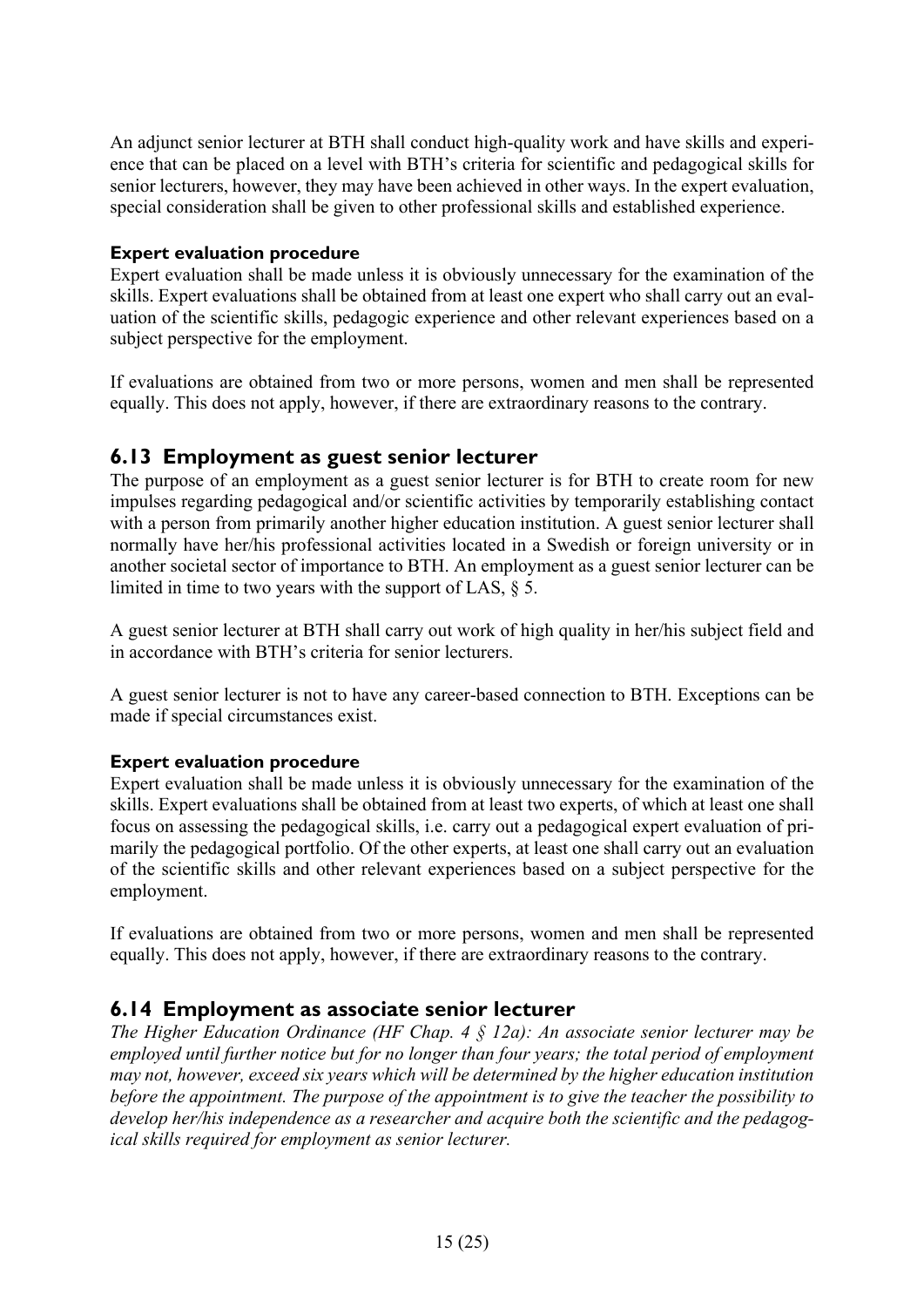An adjunct senior lecturer at BTH shall conduct high-quality work and have skills and experience that can be placed on a level with BTH's criteria for scientific and pedagogical skills for senior lecturers, however, they may have been achieved in other ways. In the expert evaluation, special consideration shall be given to other professional skills and established experience.

#### Expert evaluation procedure

Expert evaluation shall be made unless it is obviously unnecessary for the examination of the skills. Expert evaluations shall be obtained from at least one expert who shall carry out an evaluation of the scientific skills, pedagogic experience and other relevant experiences based on a subject perspective for the employment.

If evaluations are obtained from two or more persons, women and men shall be represented equally. This does not apply, however, if there are extraordinary reasons to the contrary.

### 6.13 Employment as guest senior lecturer

The purpose of an employment as a guest senior lecturer is for BTH to create room for new impulses regarding pedagogical and/or scientific activities by temporarily establishing contact with a person from primarily another higher education institution. A guest senior lecturer shall normally have her/his professional activities located in a Swedish or foreign university or in another societal sector of importance to BTH. An employment as a guest senior lecturer can be limited in time to two years with the support of LAS, § 5.

A guest senior lecturer at BTH shall carry out work of high quality in her/his subject field and in accordance with BTH's criteria for senior lecturers.

A guest senior lecturer is not to have any career-based connection to BTH. Exceptions can be made if special circumstances exist.

#### Expert evaluation procedure

Expert evaluation shall be made unless it is obviously unnecessary for the examination of the skills. Expert evaluations shall be obtained from at least two experts, of which at least one shall focus on assessing the pedagogical skills, i.e. carry out a pedagogical expert evaluation of primarily the pedagogical portfolio. Of the other experts, at least one shall carry out an evaluation of the scientific skills and other relevant experiences based on a subject perspective for the employment.

If evaluations are obtained from two or more persons, women and men shall be represented equally. This does not apply, however, if there are extraordinary reasons to the contrary.

### 6.14 Employment as associate senior lecturer

*The Higher Education Ordinance (HF Chap. 4 § 12a): An associate senior lecturer may be employed until further notice but for no longer than four years; the total period of employment may not, however, exceed six years which will be determined by the higher education institution before the appointment. The purpose of the appointment is to give the teacher the possibility to develop her/his independence as a researcher and acquire both the scientific and the pedagogical skills required for employment as senior lecturer.*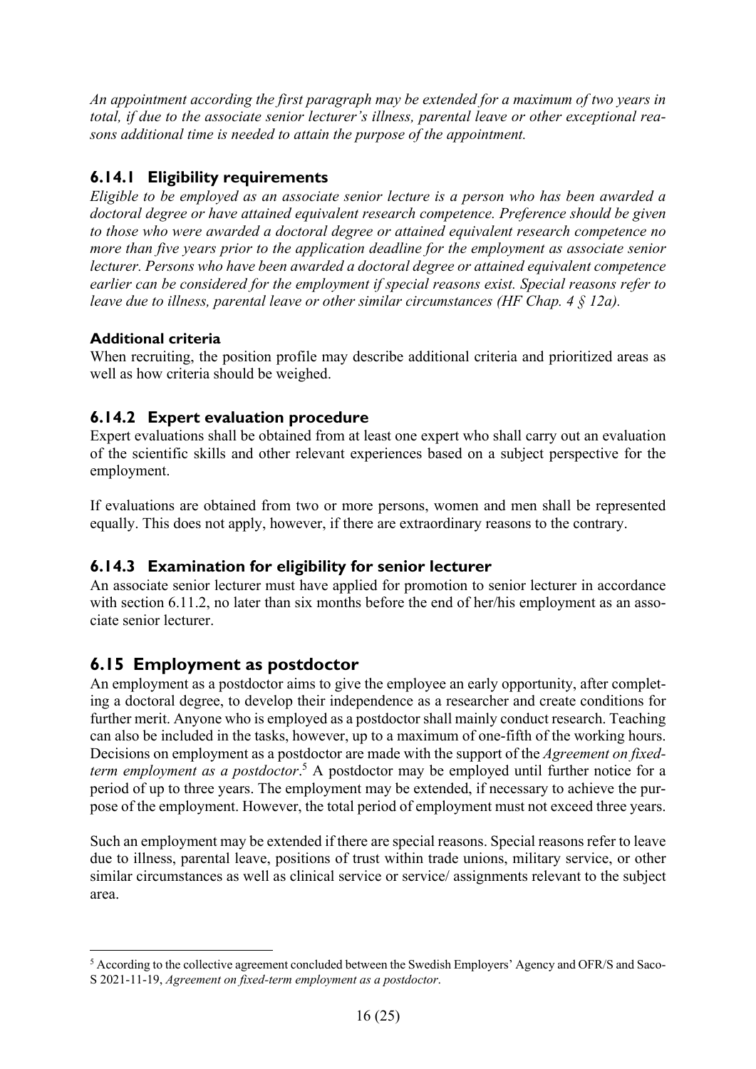*An appointment according the first paragraph may be extended for a maximum of two years in total, if due to the associate senior lecturer's illness, parental leave or other exceptional reasons additional time is needed to attain the purpose of the appointment.*

### 6.14.1 Eligibility requirements

*Eligible to be employed as an associate senior lecture is a person who has been awarded a doctoral degree or have attained equivalent research competence. Preference should be given to those who were awarded a doctoral degree or attained equivalent research competence no more than five years prior to the application deadline for the employment as associate senior lecturer. Persons who have been awarded a doctoral degree or attained equivalent competence earlier can be considered for the employment if special reasons exist. Special reasons refer to leave due to illness, parental leave or other similar circumstances (HF Chap. 4 § 12a).*

#### Additional criteria

When recruiting, the position profile may describe additional criteria and prioritized areas as well as how criteria should be weighed.

### 6.14.2 Expert evaluation procedure

Expert evaluations shall be obtained from at least one expert who shall carry out an evaluation of the scientific skills and other relevant experiences based on a subject perspective for the employment.

If evaluations are obtained from two or more persons, women and men shall be represented equally. This does not apply, however, if there are extraordinary reasons to the contrary.

### 6.14.3 Examination for eligibility for senior lecturer

An associate senior lecturer must have applied for promotion to senior lecturer in accordance with section 6.11.2, no later than six months before the end of her/his employment as an associate senior lecturer.

## 6.15 Employment as postdoctor

An employment as a postdoctor aims to give the employee an early opportunity, after completing a doctoral degree, to develop their independence as a researcher and create conditions for further merit. Anyone who is employed as a postdoctor shall mainly conduct research. Teaching can also be included in the tasks, however, up to a maximum of one-fifth of the working hours. Decisions on employment as a postdoctor are made with the support of the *Agreement on fixed-term employment as a postdoctor*.[5] A postdoctor may be employed until further notice for a period of up to three years. The employment may be extended, if necessary to achieve the purpose of the employment. However, the total period of employment must not exceed three years.

Such an employment may be extended if there are special reasons. Special reasons refer to leave due to illness, parental leave, positions of trust within trade unions, military service, or other similar circumstances as well as clinical service or service/ assignments relevant to the subject area.

[5] According to the collective agreement concluded between the Swedish Employers' Agency and OFR/S and Saco-S 2021-11-19, *Agreement on fixed-term employment as a postdoctor*.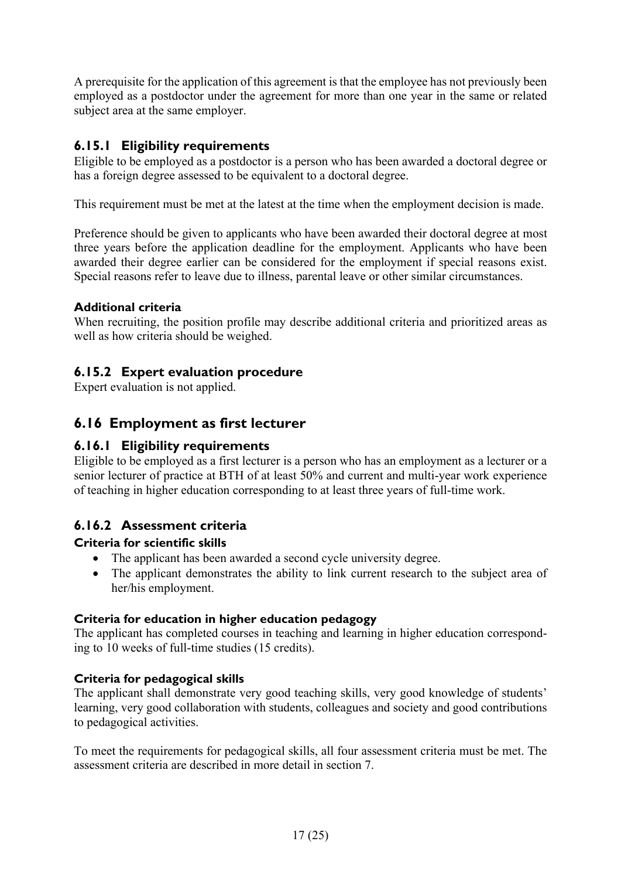A prerequisite for the application of this agreement is that the employee has not previously been employed as a postdoctor under the agreement for more than one year in the same or related subject area at the same employer.

### 6.15.1 Eligibility requirements

Eligible to be employed as a postdoctor is a person who has been awarded a doctoral degree or has a foreign degree assessed to be equivalent to a doctoral degree.

This requirement must be met at the latest at the time when the employment decision is made.

Preference should be given to applicants who have been awarded their doctoral degree at most three years before the application deadline for the employment. Applicants who have been awarded their degree earlier can be considered for the employment if special reasons exist. Special reasons refer to leave due to illness, parental leave or other similar circumstances.

#### Additional criteria

When recruiting, the position profile may describe additional criteria and prioritized areas as well as how criteria should be weighed.

### 6.15.2 Expert evaluation procedure

Expert evaluation is not applied.

## 6.16 Employment as first lecturer

### 6.16.1 Eligibility requirements

Eligible to be employed as a first lecturer is a person who has an employment as a lecturer or a senior lecturer of practice at BTH of at least 50% and current and multi-year work experience of teaching in higher education corresponding to at least three years of full-time work.

### 6.16.2 Assessment criteria

#### Criteria for scientific skills

- The applicant has been awarded a second cycle university degree.
- The applicant demonstrates the ability to link current research to the subject area of her/his employment.

#### Criteria for education in higher education pedagogy

The applicant has completed courses in teaching and learning in higher education corresponding to 10 weeks of full-time studies (15 credits).

#### Criteria for pedagogical skills

The applicant shall demonstrate very good teaching skills, very good knowledge of students' learning, very good collaboration with students, colleagues and society and good contributions to pedagogical activities.

To meet the requirements for pedagogical skills, all four assessment criteria must be met. The assessment criteria are described in more detail in section 7.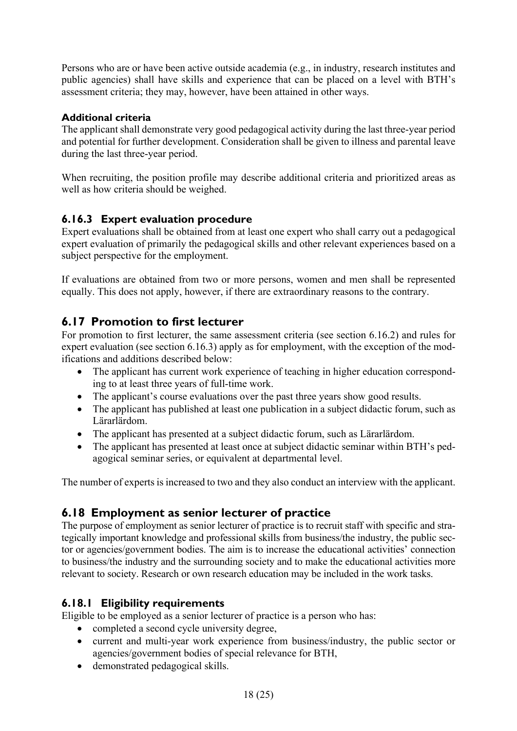Persons who are or have been active outside academia (e.g., in industry, research institutes and public agencies) shall have skills and experience that can be placed on a level with BTH's assessment criteria; they may, however, have been attained in other ways.

**Additional criteria**

The applicant shall demonstrate very good pedagogical activity during the last three-year period and potential for further development. Consideration shall be given to illness and parental leave during the last three-year period.

When recruiting, the position profile may describe additional criteria and prioritized areas as well as how criteria should be weighed.

### 6.16.3 Expert evaluation procedure

Expert evaluations shall be obtained from at least one expert who shall carry out a pedagogical expert evaluation of primarily the pedagogical skills and other relevant experiences based on a subject perspective for the employment.

If evaluations are obtained from two or more persons, women and men shall be represented equally. This does not apply, however, if there are extraordinary reasons to the contrary.

## 6.17 Promotion to first lecturer

For promotion to first lecturer, the same assessment criteria (see section 6.16.2) and rules for expert evaluation (see section 6.16.3) apply as for employment, with the exception of the modifications and additions described below:

- The applicant has current work experience of teaching in higher education corresponding to at least three years of full-time work.
- The applicant's course evaluations over the past three years show good results.
- The applicant has published at least one publication in a subject didactic forum, such as Lärarlärdom.
- The applicant has presented at a subject didactic forum, such as Lärarlärdom.
- The applicant has presented at least once at subject didactic seminar within BTH's pedagogical seminar series, or equivalent at departmental level.

The number of experts is increased to two and they also conduct an interview with the applicant.

## 6.18 Employment as senior lecturer of practice

The purpose of employment as senior lecturer of practice is to recruit staff with specific and strategically important knowledge and professional skills from business/the industry, the public sector or agencies/government bodies. The aim is to increase the educational activities' connection to business/the industry and the surrounding society and to make the educational activities more relevant to society. Research or own research education may be included in the work tasks.

### 6.18.1 Eligibility requirements

Eligible to be employed as a senior lecturer of practice is a person who has:

- completed a second cycle university degree,
- current and multi-year work experience from business/industry, the public sector or agencies/government bodies of special relevance for BTH,
- demonstrated pedagogical skills.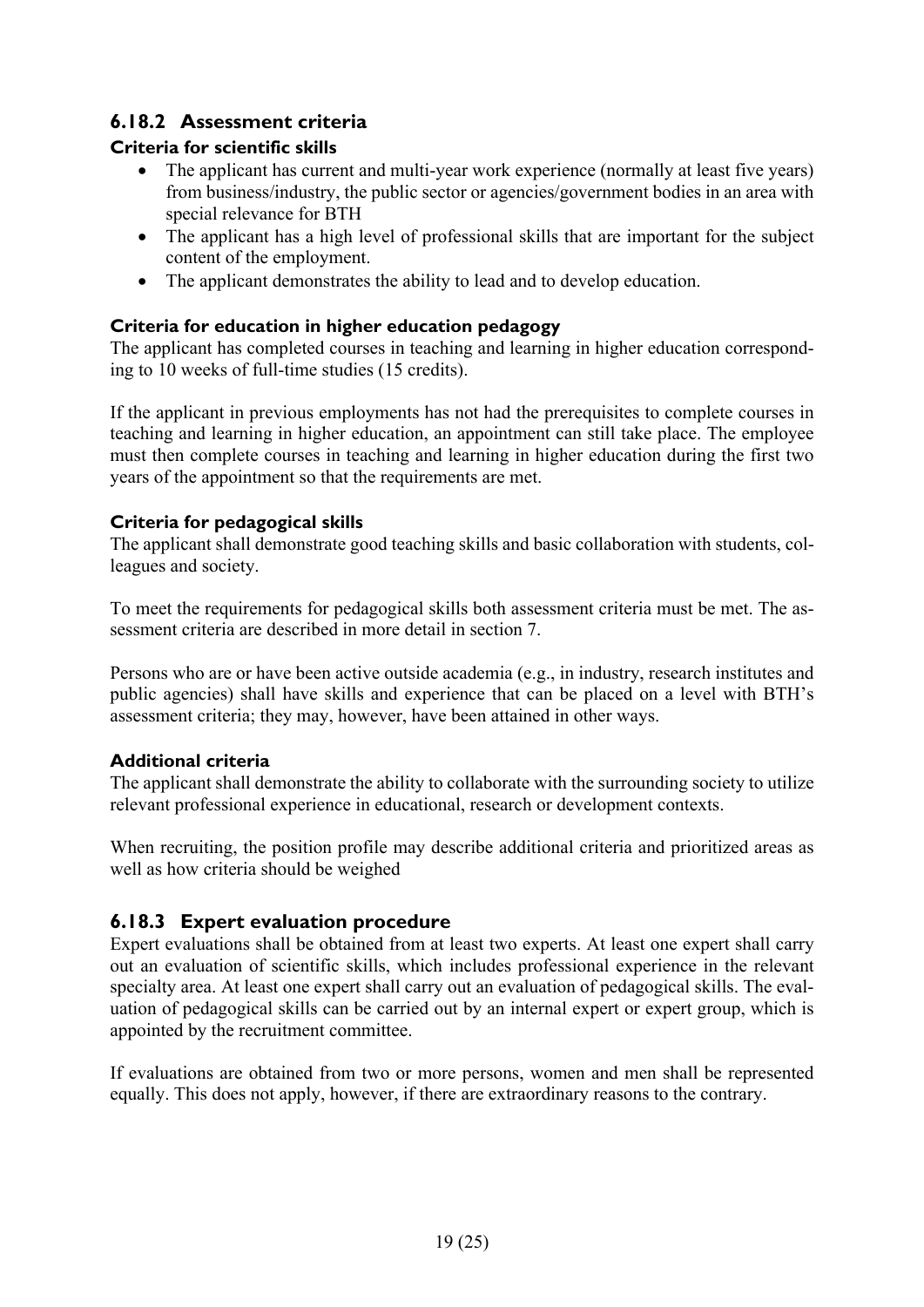### 6.18.2 Assessment criteria

#### Criteria for scientific skills

- The applicant has current and multi-year work experience (normally at least five years) from business/industry, the public sector or agencies/government bodies in an area with special relevance for BTH
- The applicant has a high level of professional skills that are important for the subject content of the employment.
- The applicant demonstrates the ability to lead and to develop education.

#### Criteria for education in higher education pedagogy

The applicant has completed courses in teaching and learning in higher education corresponding to 10 weeks of full-time studies (15 credits).

If the applicant in previous employments has not had the prerequisites to complete courses in teaching and learning in higher education, an appointment can still take place. The employee must then complete courses in teaching and learning in higher education during the first two years of the appointment so that the requirements are met.

#### Criteria for pedagogical skills

The applicant shall demonstrate good teaching skills and basic collaboration with students, colleagues and society.

To meet the requirements for pedagogical skills both assessment criteria must be met. The assessment criteria are described in more detail in section 7.

Persons who are or have been active outside academia (e.g., in industry, research institutes and public agencies) shall have skills and experience that can be placed on a level with BTH's assessment criteria; they may, however, have been attained in other ways.

#### Additional criteria

The applicant shall demonstrate the ability to collaborate with the surrounding society to utilize relevant professional experience in educational, research or development contexts.

When recruiting, the position profile may describe additional criteria and prioritized areas as well as how criteria should be weighed

### 6.18.3 Expert evaluation procedure

Expert evaluations shall be obtained from at least two experts. At least one expert shall carry out an evaluation of scientific skills, which includes professional experience in the relevant specialty area. At least one expert shall carry out an evaluation of pedagogical skills. The evaluation of pedagogical skills can be carried out by an internal expert or expert group, which is appointed by the recruitment committee.

If evaluations are obtained from two or more persons, women and men shall be represented equally. This does not apply, however, if there are extraordinary reasons to the contrary.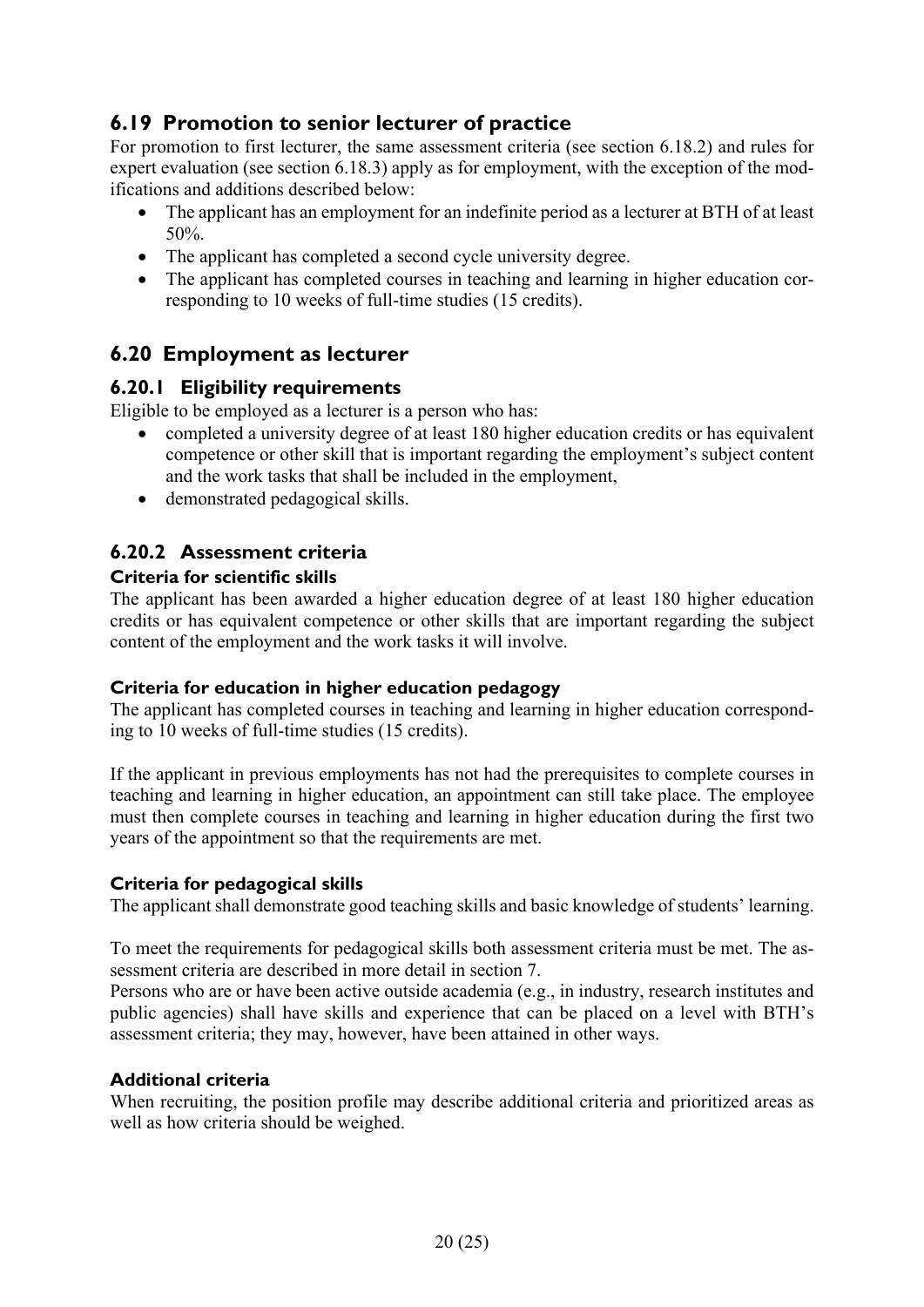## 6.19 Promotion to senior lecturer of practice

For promotion to first lecturer, the same assessment criteria (see section 6.18.2) and rules for expert evaluation (see section 6.18.3) apply as for employment, with the exception of the modifications and additions described below:

- The applicant has an employment for an indefinite period as a lecturer at BTH of at least 50%.
- The applicant has completed a second cycle university degree.
- The applicant has completed courses in teaching and learning in higher education corresponding to 10 weeks of full-time studies (15 credits).

## 6.20 Employment as lecturer

### 6.20.1 Eligibility requirements

Eligible to be employed as a lecturer is a person who has:

- completed a university degree of at least 180 higher education credits or has equivalent competence or other skill that is important regarding the employment's subject content and the work tasks that shall be included in the employment,
- demonstrated pedagogical skills.

### 6.20.2 Assessment criteria

#### Criteria for scientific skills

The applicant has been awarded a higher education degree of at least 180 higher education credits or has equivalent competence or other skills that are important regarding the subject content of the employment and the work tasks it will involve.

#### Criteria for education in higher education pedagogy

The applicant has completed courses in teaching and learning in higher education corresponding to 10 weeks of full-time studies (15 credits).

If the applicant in previous employments has not had the prerequisites to complete courses in teaching and learning in higher education, an appointment can still take place. The employee must then complete courses in teaching and learning in higher education during the first two years of the appointment so that the requirements are met.

#### Criteria for pedagogical skills

The applicant shall demonstrate good teaching skills and basic knowledge of students' learning.

To meet the requirements for pedagogical skills both assessment criteria must be met. The assessment criteria are described in more detail in section 7.

Persons who are or have been active outside academia (e.g., in industry, research institutes and public agencies) shall have skills and experience that can be placed on a level with BTH's assessment criteria; they may, however, have been attained in other ways.

#### Additional criteria

When recruiting, the position profile may describe additional criteria and prioritized areas as well as how criteria should be weighed.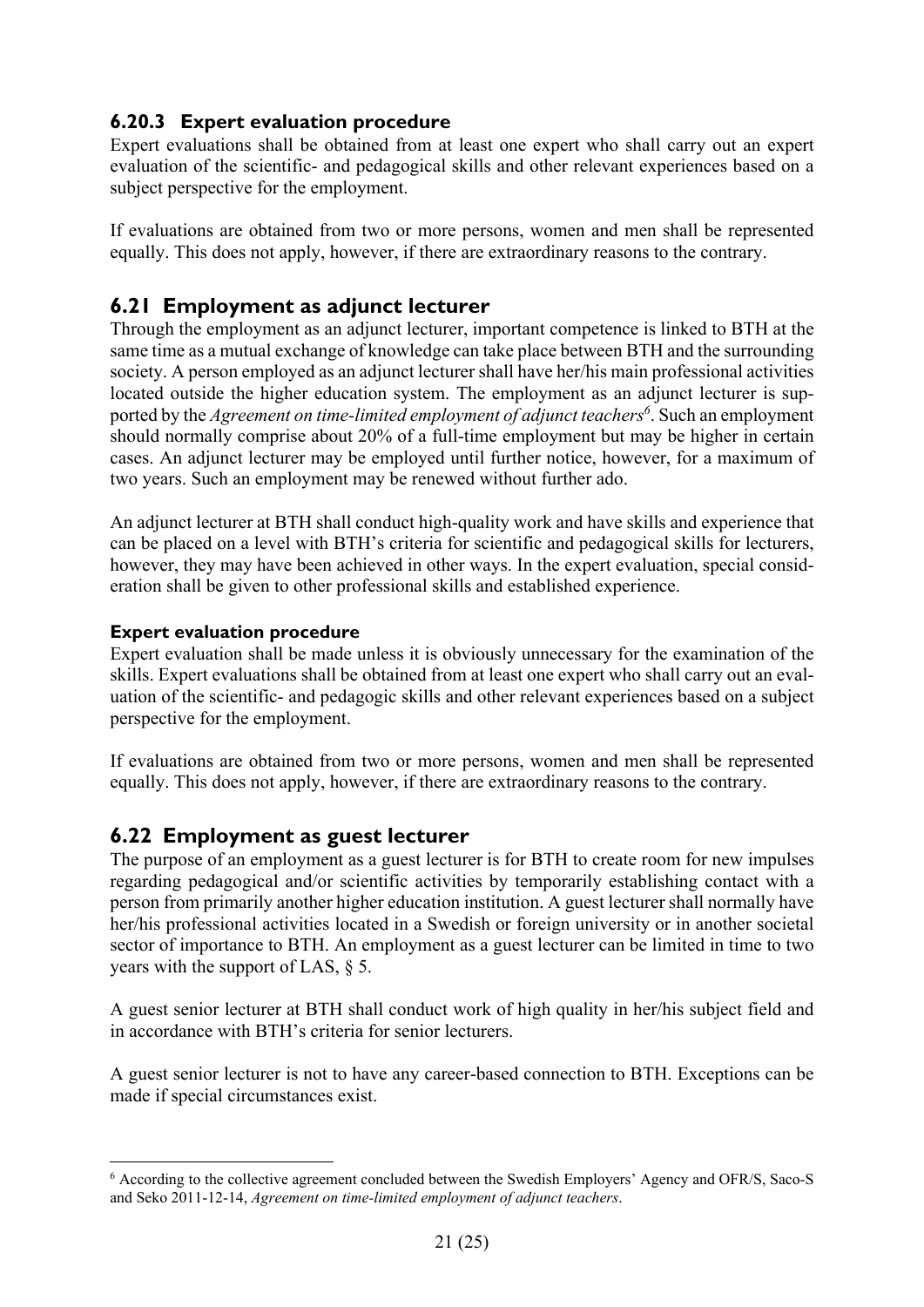### 6.20.3 Expert evaluation procedure

Expert evaluations shall be obtained from at least one expert who shall carry out an expert evaluation of the scientific- and pedagogical skills and other relevant experiences based on a subject perspective for the employment.

If evaluations are obtained from two or more persons, women and men shall be represented equally. This does not apply, however, if there are extraordinary reasons to the contrary.

## 6.21 Employment as adjunct lecturer

Through the employment as an adjunct lecturer, important competence is linked to BTH at the same time as a mutual exchange of knowledge can take place between BTH and the surrounding society. A person employed as an adjunct lecturer shall have her/his main professional activities located outside the higher education system. The employment as an adjunct lecturer is supported by the *Agreement on time-limited employment of adjunct teachers*[6]. Such an employment should normally comprise about 20% of a full-time employment but may be higher in certain cases. An adjunct lecturer may be employed until further notice, however, for a maximum of two years. Such an employment may be renewed without further ado.

An adjunct lecturer at BTH shall conduct high-quality work and have skills and experience that can be placed on a level with BTH's criteria for scientific and pedagogical skills for lecturers, however, they may have been achieved in other ways. In the expert evaluation, special consideration shall be given to other professional skills and established experience.

#### Expert evaluation procedure

Expert evaluation shall be made unless it is obviously unnecessary for the examination of the skills. Expert evaluations shall be obtained from at least one expert who shall carry out an evaluation of the scientific- and pedagogic skills and other relevant experiences based on a subject perspective for the employment.

If evaluations are obtained from two or more persons, women and men shall be represented equally. This does not apply, however, if there are extraordinary reasons to the contrary.

## 6.22 Employment as guest lecturer

The purpose of an employment as a guest lecturer is for BTH to create room for new impulses regarding pedagogical and/or scientific activities by temporarily establishing contact with a person from primarily another higher education institution. A guest lecturer shall normally have her/his professional activities located in a Swedish or foreign university or in another societal sector of importance to BTH. An employment as a guest lecturer can be limited in time to two years with the support of LAS, § 5.

A guest senior lecturer at BTH shall conduct work of high quality in her/his subject field and in accordance with BTH's criteria for senior lecturers.

A guest senior lecturer is not to have any career-based connection to BTH. Exceptions can be made if special circumstances exist.

---

[6] According to the collective agreement concluded between the Swedish Employers' Agency and OFR/S, Saco-S and Seko 2011-12-14, *Agreement on time-limited employment of adjunct teachers*.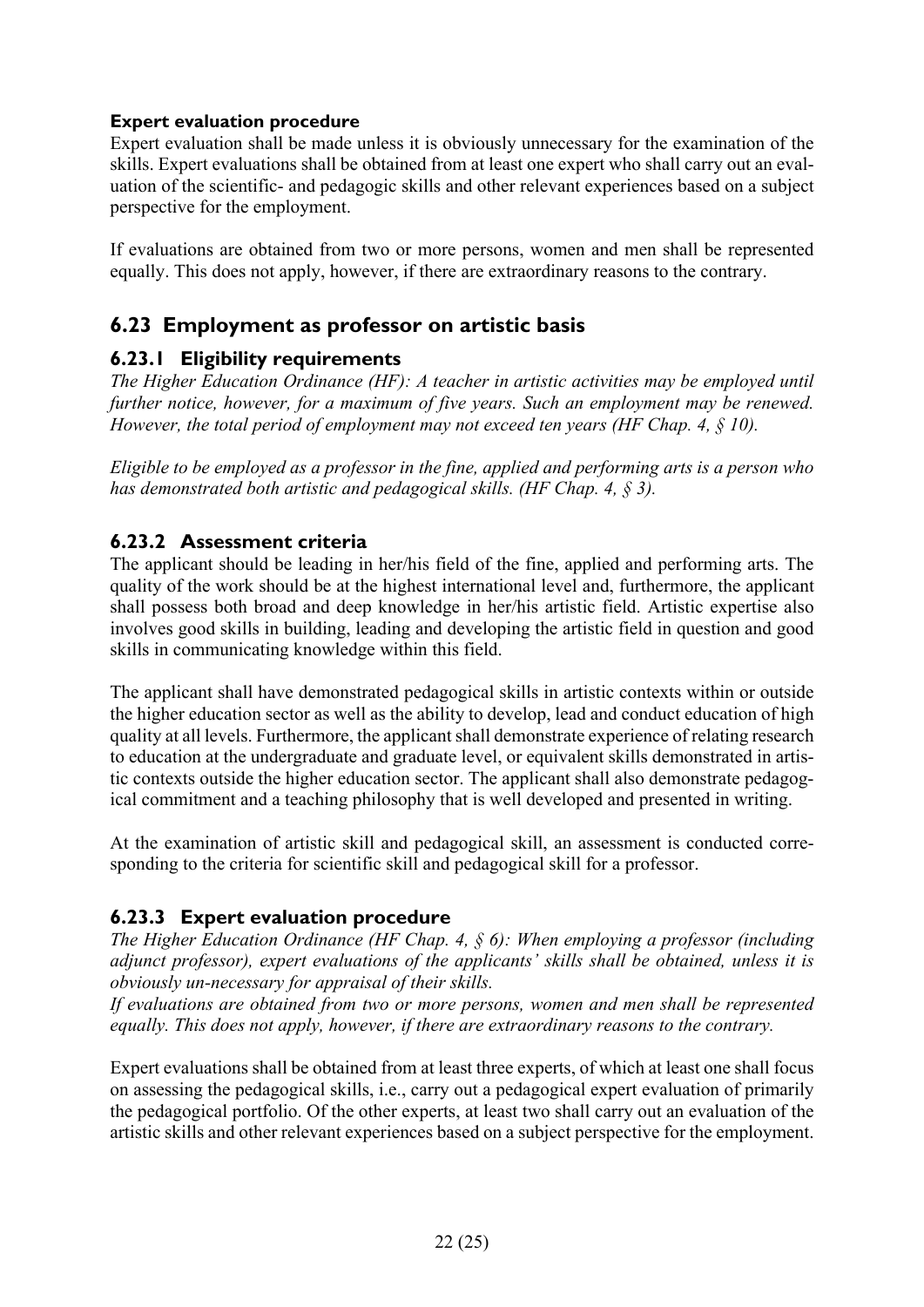**Expert evaluation procedure**

Expert evaluation shall be made unless it is obviously unnecessary for the examination of the skills. Expert evaluations shall be obtained from at least one expert who shall carry out an evaluation of the scientific- and pedagogic skills and other relevant experiences based on a subject perspective for the employment.

If evaluations are obtained from two or more persons, women and men shall be represented equally. This does not apply, however, if there are extraordinary reasons to the contrary.

## 6.23 Employment as professor on artistic basis

### 6.23.1 Eligibility requirements

*The Higher Education Ordinance (HF): A teacher in artistic activities may be employed until further notice, however, for a maximum of five years. Such an employment may be renewed. However, the total period of employment may not exceed ten years (HF Chap. 4, § 10).*

*Eligible to be employed as a professor in the fine, applied and performing arts is a person who has demonstrated both artistic and pedagogical skills. (HF Chap. 4, § 3).*

### 6.23.2 Assessment criteria

The applicant should be leading in her/his field of the fine, applied and performing arts. The quality of the work should be at the highest international level and, furthermore, the applicant shall possess both broad and deep knowledge in her/his artistic field. Artistic expertise also involves good skills in building, leading and developing the artistic field in question and good skills in communicating knowledge within this field.

The applicant shall have demonstrated pedagogical skills in artistic contexts within or outside the higher education sector as well as the ability to develop, lead and conduct education of high quality at all levels. Furthermore, the applicant shall demonstrate experience of relating research to education at the undergraduate and graduate level, or equivalent skills demonstrated in artistic contexts outside the higher education sector. The applicant shall also demonstrate pedagogical commitment and a teaching philosophy that is well developed and presented in writing.

At the examination of artistic skill and pedagogical skill, an assessment is conducted corresponding to the criteria for scientific skill and pedagogical skill for a professor.

### 6.23.3 Expert evaluation procedure

*The Higher Education Ordinance (HF Chap. 4, § 6): When employing a professor (including adjunct professor), expert evaluations of the applicants' skills shall be obtained, unless it is obviously un-necessary for appraisal of their skills.*
*If evaluations are obtained from two or more persons, women and men shall be represented equally. This does not apply, however, if there are extraordinary reasons to the contrary.*

Expert evaluations shall be obtained from at least three experts, of which at least one shall focus on assessing the pedagogical skills, i.e., carry out a pedagogical expert evaluation of primarily the pedagogical portfolio. Of the other experts, at least two shall carry out an evaluation of the artistic skills and other relevant experiences based on a subject perspective for the employment.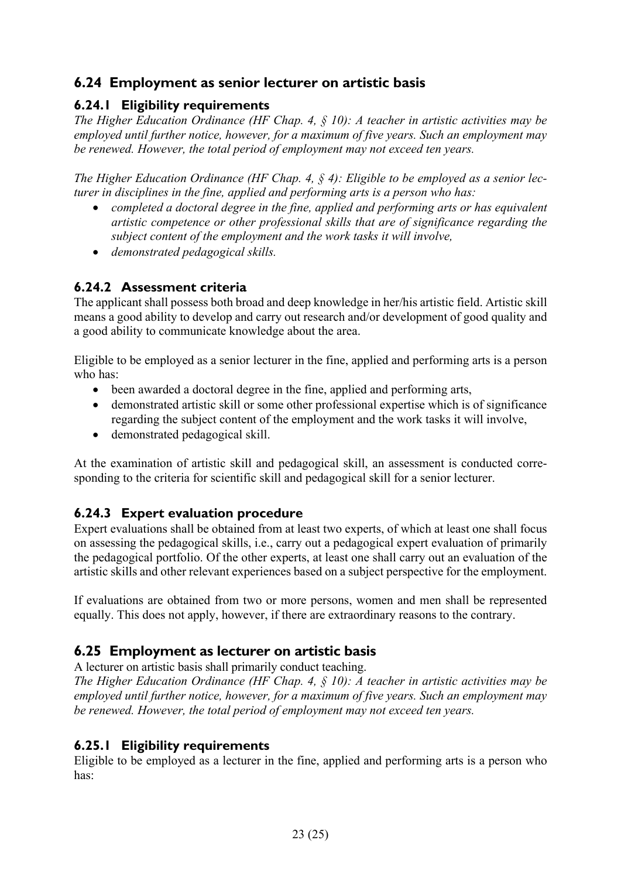## 6.24 Employment as senior lecturer on artistic basis

### 6.24.1 Eligibility requirements

*The Higher Education Ordinance (HF Chap. 4, § 10): A teacher in artistic activities may be employed until further notice, however, for a maximum of five years. Such an employment may be renewed. However, the total period of employment may not exceed ten years.*

*The Higher Education Ordinance (HF Chap. 4, § 4): Eligible to be employed as a senior lecturer in disciplines in the fine, applied and performing arts is a person who has:*

- *completed a doctoral degree in the fine, applied and performing arts or has equivalent artistic competence or other professional skills that are of significance regarding the subject content of the employment and the work tasks it will involve,*
- *demonstrated pedagogical skills.*

### 6.24.2 Assessment criteria

The applicant shall possess both broad and deep knowledge in her/his artistic field. Artistic skill means a good ability to develop and carry out research and/or development of good quality and a good ability to communicate knowledge about the area.

Eligible to be employed as a senior lecturer in the fine, applied and performing arts is a person who has:

- been awarded a doctoral degree in the fine, applied and performing arts,
- demonstrated artistic skill or some other professional expertise which is of significance regarding the subject content of the employment and the work tasks it will involve,
- demonstrated pedagogical skill.

At the examination of artistic skill and pedagogical skill, an assessment is conducted corresponding to the criteria for scientific skill and pedagogical skill for a senior lecturer.

### 6.24.3 Expert evaluation procedure

Expert evaluations shall be obtained from at least two experts, of which at least one shall focus on assessing the pedagogical skills, i.e., carry out a pedagogical expert evaluation of primarily the pedagogical portfolio. Of the other experts, at least one shall carry out an evaluation of the artistic skills and other relevant experiences based on a subject perspective for the employment.

If evaluations are obtained from two or more persons, women and men shall be represented equally. This does not apply, however, if there are extraordinary reasons to the contrary.

## 6.25 Employment as lecturer on artistic basis

A lecturer on artistic basis shall primarily conduct teaching.
*The Higher Education Ordinance (HF Chap. 4, § 10): A teacher in artistic activities may be employed until further notice, however, for a maximum of five years. Such an employment may be renewed. However, the total period of employment may not exceed ten years.*

### 6.25.1 Eligibility requirements

Eligible to be employed as a lecturer in the fine, applied and performing arts is a person who has: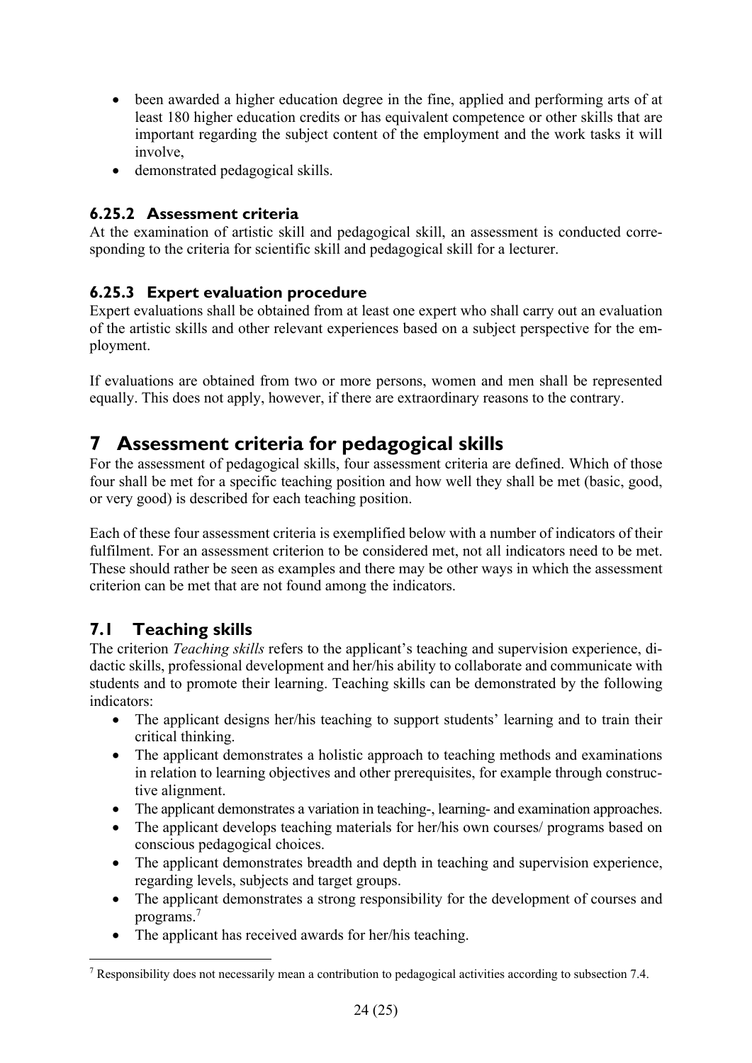- been awarded a higher education degree in the fine, applied and performing arts of at least 180 higher education credits or has equivalent competence or other skills that are important regarding the subject content of the employment and the work tasks it will involve,
- demonstrated pedagogical skills.

### 6.25.2 Assessment criteria

At the examination of artistic skill and pedagogical skill, an assessment is conducted corresponding to the criteria for scientific skill and pedagogical skill for a lecturer.

### 6.25.3 Expert evaluation procedure

Expert evaluations shall be obtained from at least one expert who shall carry out an evaluation of the artistic skills and other relevant experiences based on a subject perspective for the employment.

If evaluations are obtained from two or more persons, women and men shall be represented equally. This does not apply, however, if there are extraordinary reasons to the contrary.

# 7 Assessment criteria for pedagogical skills

For the assessment of pedagogical skills, four assessment criteria are defined. Which of those four shall be met for a specific teaching position and how well they shall be met (basic, good, or very good) is described for each teaching position.

Each of these four assessment criteria is exemplified below with a number of indicators of their fulfilment. For an assessment criterion to be considered met, not all indicators need to be met. These should rather be seen as examples and there may be other ways in which the assessment criterion can be met that are not found among the indicators.

## 7.1 Teaching skills

The criterion *Teaching skills* refers to the applicant's teaching and supervision experience, didactic skills, professional development and her/his ability to collaborate and communicate with students and to promote their learning. Teaching skills can be demonstrated by the following indicators:

- The applicant designs her/his teaching to support students' learning and to train their critical thinking.
- The applicant demonstrates a holistic approach to teaching methods and examinations in relation to learning objectives and other prerequisites, for example through constructive alignment.
- The applicant demonstrates a variation in teaching-, learning- and examination approaches.
- The applicant develops teaching materials for her/his own courses/ programs based on conscious pedagogical choices.
- The applicant demonstrates breadth and depth in teaching and supervision experience, regarding levels, subjects and target groups.
- The applicant demonstrates a strong responsibility for the development of courses and programs.[7]
- The applicant has received awards for her/his teaching.

[7] Responsibility does not necessarily mean a contribution to pedagogical activities according to subsection 7.4.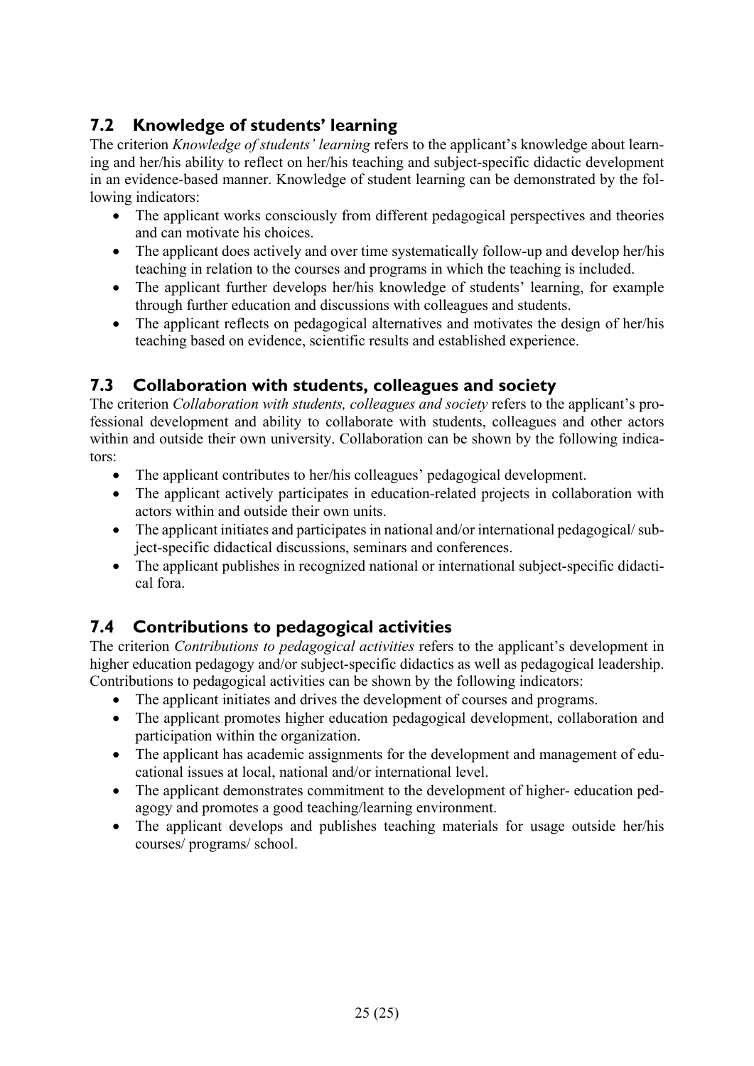## 7.2 Knowledge of students' learning

The criterion *Knowledge of students' learning* refers to the applicant's knowledge about learning and her/his ability to reflect on her/his teaching and subject-specific didactic development in an evidence-based manner. Knowledge of student learning can be demonstrated by the following indicators:

- The applicant works consciously from different pedagogical perspectives and theories and can motivate his choices.
- The applicant does actively and over time systematically follow-up and develop her/his teaching in relation to the courses and programs in which the teaching is included.
- The applicant further develops her/his knowledge of students' learning, for example through further education and discussions with colleagues and students.
- The applicant reflects on pedagogical alternatives and motivates the design of her/his teaching based on evidence, scientific results and established experience.

## 7.3 Collaboration with students, colleagues and society

The criterion *Collaboration with students, colleagues and society* refers to the applicant's professional development and ability to collaborate with students, colleagues and other actors within and outside their own university. Collaboration can be shown by the following indicators:

- The applicant contributes to her/his colleagues' pedagogical development.
- The applicant actively participates in education-related projects in collaboration with actors within and outside their own units.
- The applicant initiates and participates in national and/or international pedagogical/ subject-specific didactical discussions, seminars and conferences.
- The applicant publishes in recognized national or international subject-specific didactical fora.

## 7.4 Contributions to pedagogical activities

The criterion *Contributions to pedagogical activities* refers to the applicant's development in higher education pedagogy and/or subject-specific didactics as well as pedagogical leadership. Contributions to pedagogical activities can be shown by the following indicators:

- The applicant initiates and drives the development of courses and programs.
- The applicant promotes higher education pedagogical development, collaboration and participation within the organization.
- The applicant has academic assignments for the development and management of educational issues at local, national and/or international level.
- The applicant demonstrates commitment to the development of higher- education pedagogy and promotes a good teaching/learning environment.
- The applicant develops and publishes teaching materials for usage outside her/his courses/ programs/ school.